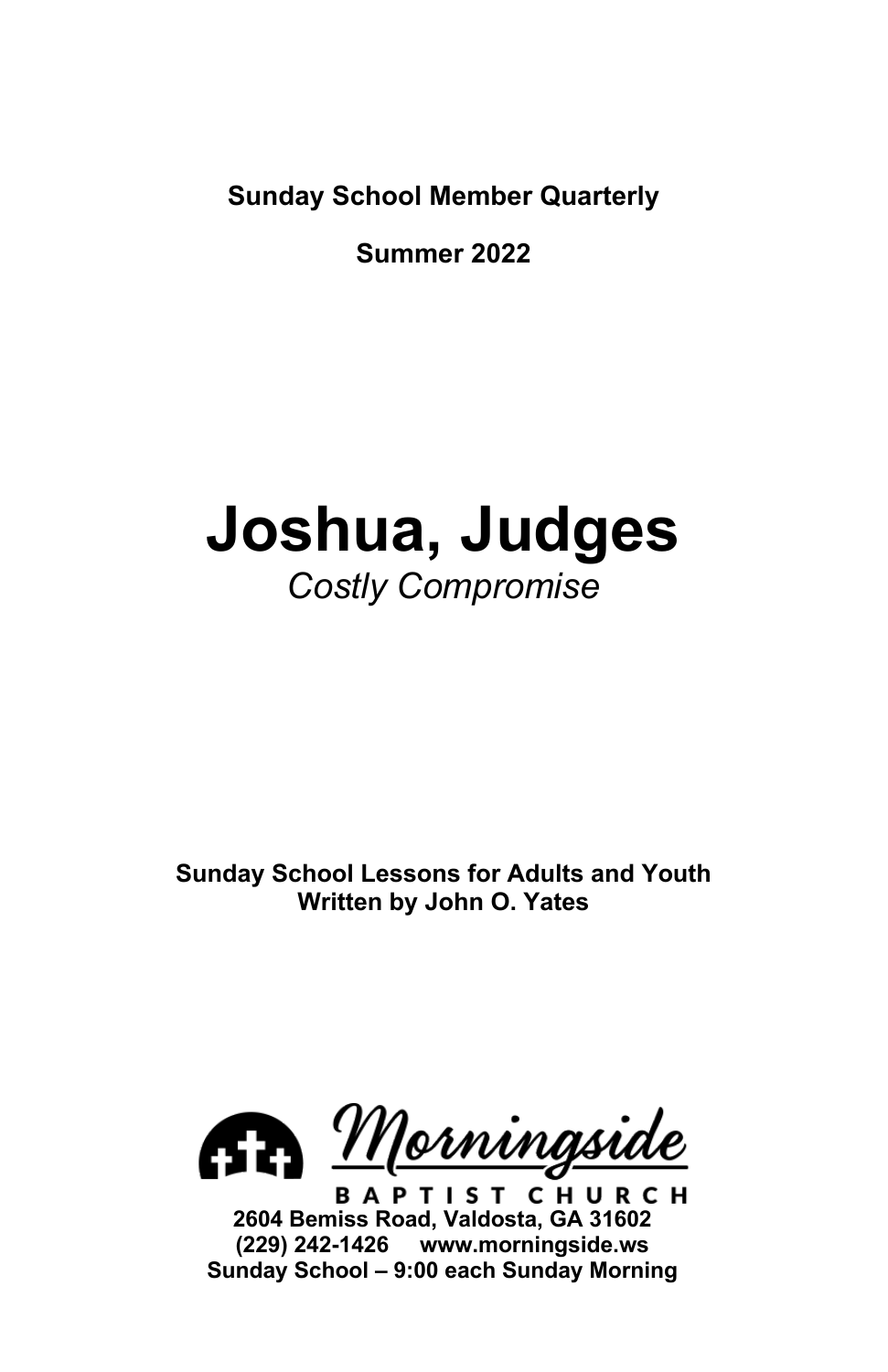**Sunday School Member Quarterly**

**Summer 2022**

# Joshua, Judges

*Costly Compromise*

**Sunday School Lessons for Adults and Youth**
**Written by John O. Yates**

Morningside

BAPTIST CHURCH

**2604 Bemiss Road, Valdosta, GA 31602**
**(229) 242-1426 www.morningside.ws**
**Sunday School – 9:00 each Sunday Morning**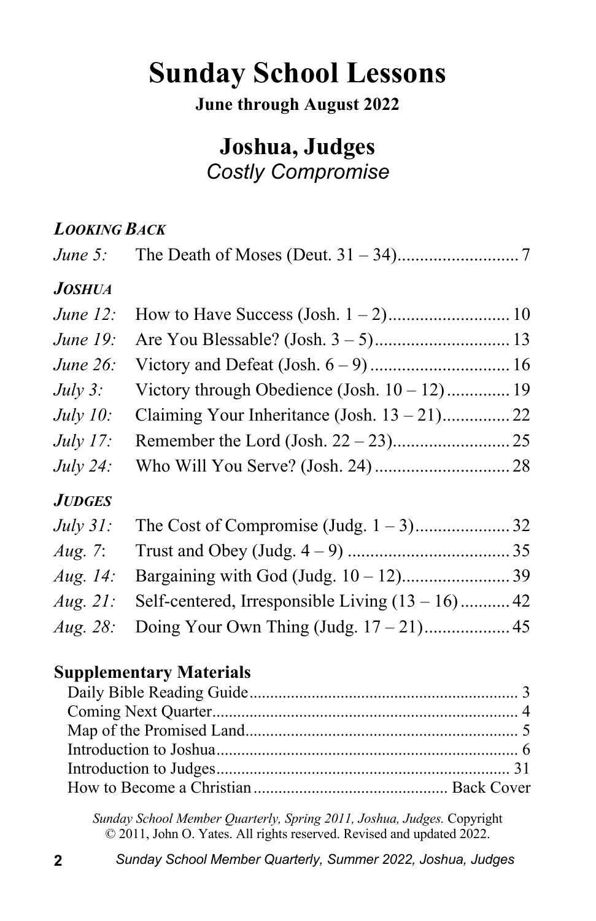# Sunday School Lessons

**June through August 2022**

## Joshua, Judges

*Costly Compromise*

***LOOKING BACK***

| | | |
|---|---|---|
| *June 5:* | The Death of Moses (Deut. 31 – 34) | 7 |

***JOSHUA***

| | | |
|---|---|---|
| *June 12:* | How to Have Success (Josh. 1 – 2) | 10 |
| *June 19:* | Are You Blessable? (Josh. 3 – 5) | 13 |
| *June 26:* | Victory and Defeat (Josh. 6 – 9) | 16 |
| *July 3:* | Victory through Obedience (Josh. 10 – 12) | 19 |
| *July 10:* | Claiming Your Inheritance (Josh. 13 – 21) | 22 |
| *July 17:* | Remember the Lord (Josh. 22 – 23) | 25 |
| *July 24:* | Who Will You Serve? (Josh. 24) | 28 |

***JUDGES***

| | | |
|---|---|---|
| *July 31:* | The Cost of Compromise (Judg. 1 – 3) | 32 |
| *Aug. 7:* | Trust and Obey (Judg. 4 – 9) | 35 |
| *Aug. 14:* | Bargaining with God (Judg. 10 – 12) | 39 |
| *Aug. 21:* | Self-centered, Irresponsible Living (13 – 16) | 42 |
| *Aug. 28:* | Doing Your Own Thing (Judg. 17 – 21) | 45 |

**Supplementary Materials**

| | |
|---|---|
| Daily Bible Reading Guide | 3 |
| Coming Next Quarter | 4 |
| Map of the Promised Land | 5 |
| Introduction to Joshua | 6 |
| Introduction to Judges | 31 |
| How to Become a Christian | Back Cover |

*Sunday School Member Quarterly, Spring 2011, Joshua, Judges.* Copyright © 2011, John O. Yates. All rights reserved. Revised and updated 2022.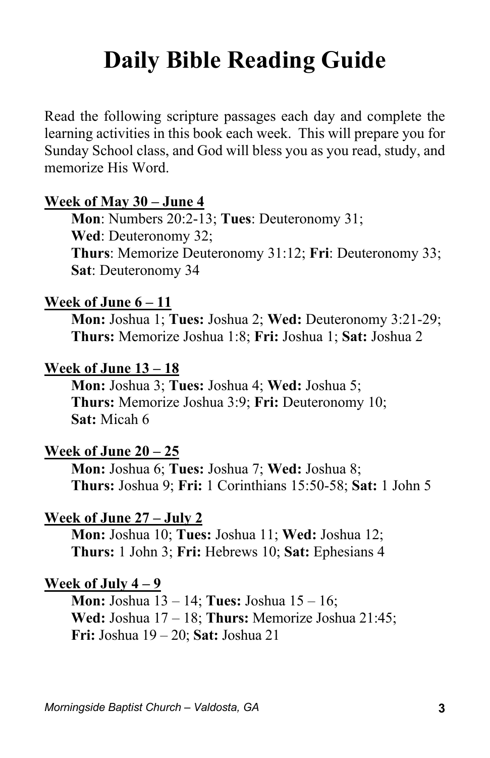# Daily Bible Reading Guide

Read the following scripture passages each day and complete the learning activities in this book each week. This will prepare you for Sunday School class, and God will bless you as you read, study, and memorize His Word.

**Week of May 30 – June 4**

**Mon**: Numbers 20:2-13; **Tues**: Deuteronomy 31;
**Wed**: Deuteronomy 32;
**Thurs**: Memorize Deuteronomy 31:12; **Fri**: Deuteronomy 33;
**Sat**: Deuteronomy 34

**Week of June 6 – 11**

**Mon:** Joshua 1; **Tues:** Joshua 2; **Wed:** Deuteronomy 3:21-29;
**Thurs:** Memorize Joshua 1:8; **Fri:** Joshua 1; **Sat:** Joshua 2

**Week of June 13 – 18**

**Mon:** Joshua 3; **Tues:** Joshua 4; **Wed:** Joshua 5;
**Thurs:** Memorize Joshua 3:9; **Fri:** Deuteronomy 10;
**Sat:** Micah 6

**Week of June 20 – 25**

**Mon:** Joshua 6; **Tues:** Joshua 7; **Wed:** Joshua 8;
**Thurs:** Joshua 9; **Fri:** 1 Corinthians 15:50-58; **Sat:** 1 John 5

**Week of June 27 – July 2**

**Mon:** Joshua 10; **Tues:** Joshua 11; **Wed:** Joshua 12;
**Thurs:** 1 John 3; **Fri:** Hebrews 10; **Sat:** Ephesians 4

**Week of July 4 – 9**

**Mon:** Joshua 13 – 14; **Tues:** Joshua 15 – 16;
**Wed:** Joshua 17 – 18; **Thurs:** Memorize Joshua 21:45;
**Fri:** Joshua 19 – 20; **Sat:** Joshua 21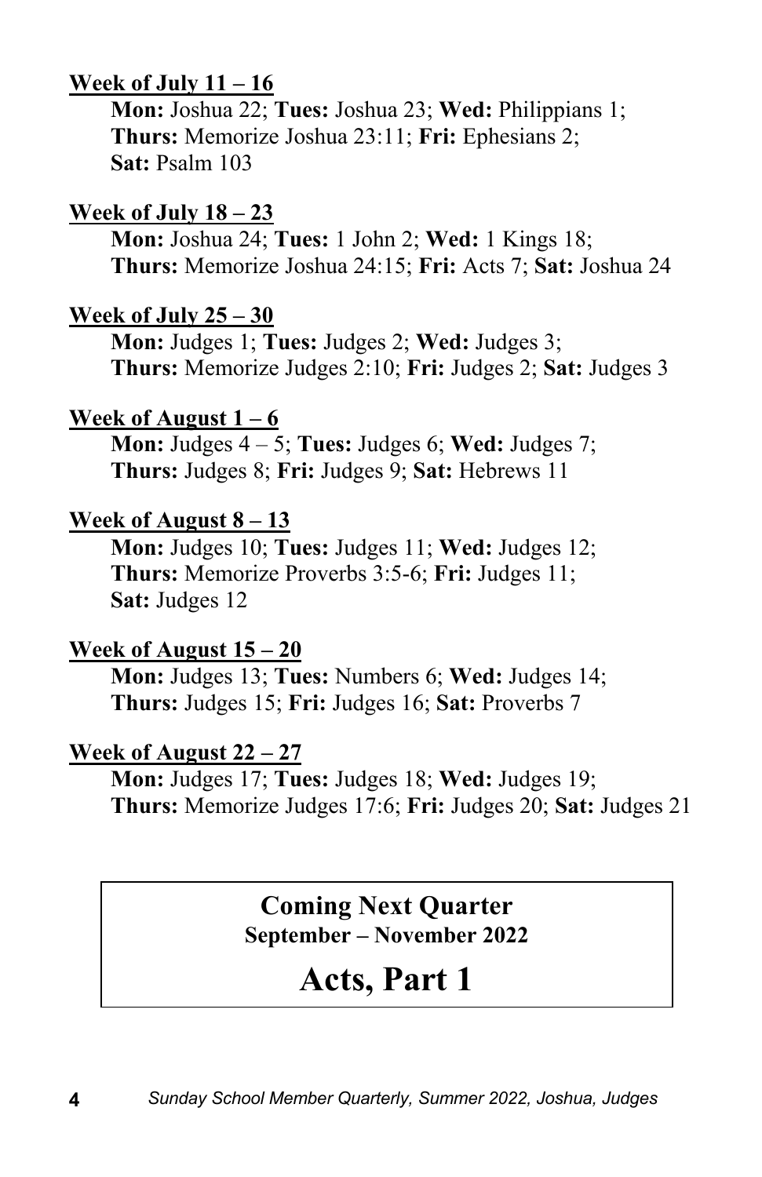**Week of July 11 – 16**

**Mon:** Joshua 22; **Tues:** Joshua 23; **Wed:** Philippians 1; **Thurs:** Memorize Joshua 23:11; **Fri:** Ephesians 2; **Sat:** Psalm 103

**Week of July 18 – 23**

**Mon:** Joshua 24; **Tues:** 1 John 2; **Wed:** 1 Kings 18; **Thurs:** Memorize Joshua 24:15; **Fri:** Acts 7; **Sat:** Joshua 24

**Week of July 25 – 30**

**Mon:** Judges 1; **Tues:** Judges 2; **Wed:** Judges 3; **Thurs:** Memorize Judges 2:10; **Fri:** Judges 2; **Sat:** Judges 3

**Week of August 1 – 6**

**Mon:** Judges 4 – 5; **Tues:** Judges 6; **Wed:** Judges 7; **Thurs:** Judges 8; **Fri:** Judges 9; **Sat:** Hebrews 11

**Week of August 8 – 13**

**Mon:** Judges 10; **Tues:** Judges 11; **Wed:** Judges 12; **Thurs:** Memorize Proverbs 3:5-6; **Fri:** Judges 11; **Sat:** Judges 12

**Week of August 15 – 20**

**Mon:** Judges 13; **Tues:** Numbers 6; **Wed:** Judges 14; **Thurs:** Judges 15; **Fri:** Judges 16; **Sat:** Proverbs 7

**Week of August 22 – 27**

**Mon:** Judges 17; **Tues:** Judges 18; **Wed:** Judges 19; **Thurs:** Memorize Judges 17:6; **Fri:** Judges 20; **Sat:** Judges 21

**Coming Next Quarter**

**September – November 2022**

## Acts, Part 1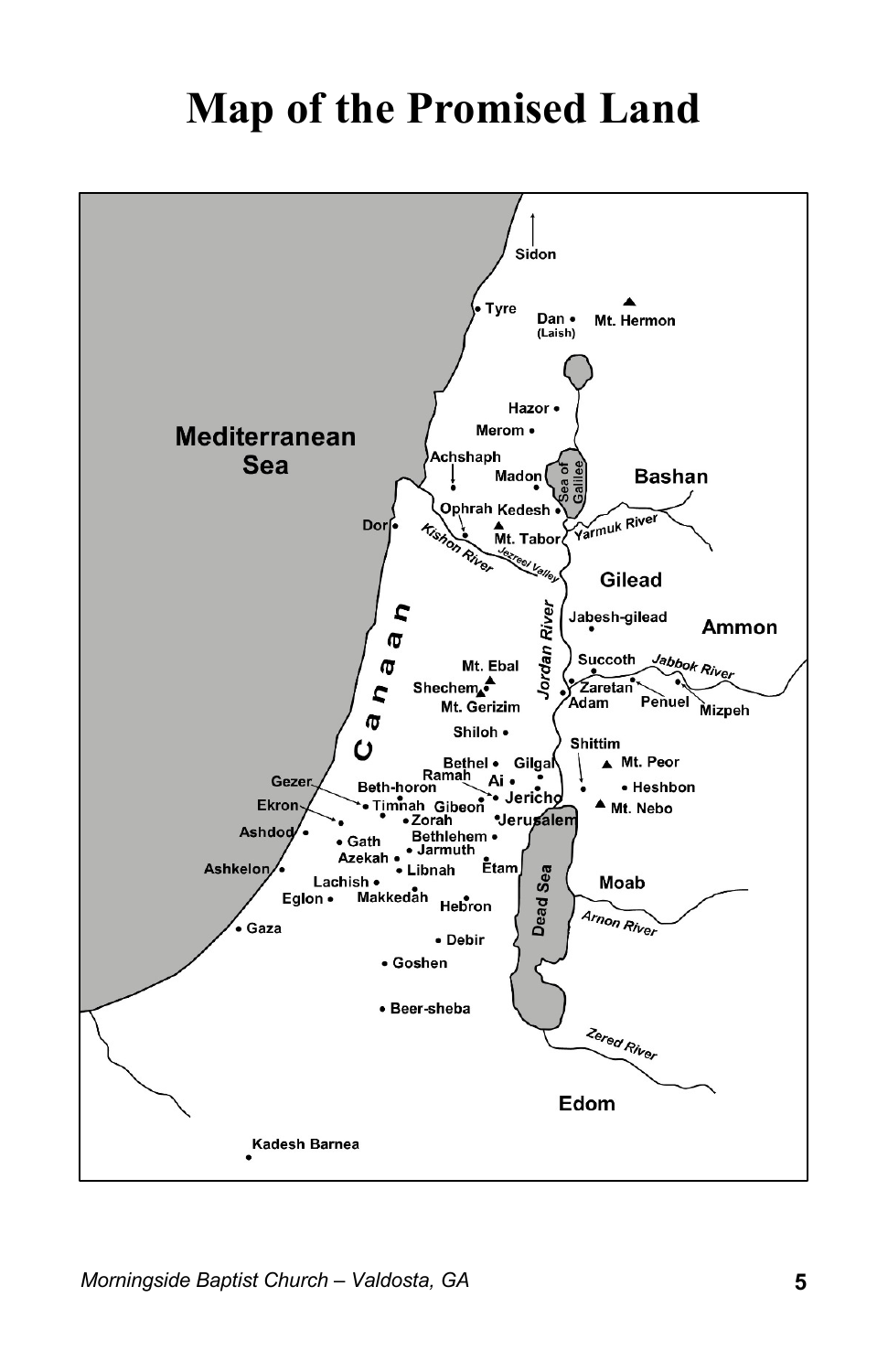# Map of the Promised Land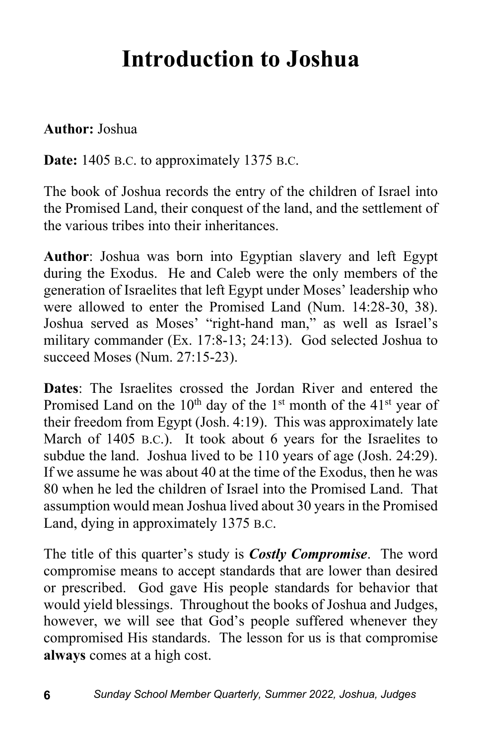# Introduction to Joshua

**Author:** Joshua

**Date:** 1405 B.C. to approximately 1375 B.C.

The book of Joshua records the entry of the children of Israel into the Promised Land, their conquest of the land, and the settlement of the various tribes into their inheritances.

**Author**: Joshua was born into Egyptian slavery and left Egypt during the Exodus. He and Caleb were the only members of the generation of Israelites that left Egypt under Moses' leadership who were allowed to enter the Promised Land (Num. 14:28-30, 38). Joshua served as Moses' "right-hand man," as well as Israel's military commander (Ex. 17:8-13; 24:13). God selected Joshua to succeed Moses (Num. 27:15-23).

**Dates**: The Israelites crossed the Jordan River and entered the Promised Land on the 10th day of the 1st month of the 41st year of their freedom from Egypt (Josh. 4:19). This was approximately late March of 1405 B.C.). It took about 6 years for the Israelites to subdue the land. Joshua lived to be 110 years of age (Josh. 24:29). If we assume he was about 40 at the time of the Exodus, then he was 80 when he led the children of Israel into the Promised Land. That assumption would mean Joshua lived about 30 years in the Promised Land, dying in approximately 1375 B.C.

The title of this quarter's study is ***Costly Compromise***. The word compromise means to accept standards that are lower than desired or prescribed. God gave His people standards for behavior that would yield blessings. Throughout the books of Joshua and Judges, however, we will see that God's people suffered whenever they compromised His standards. The lesson for us is that compromise **always** comes at a high cost.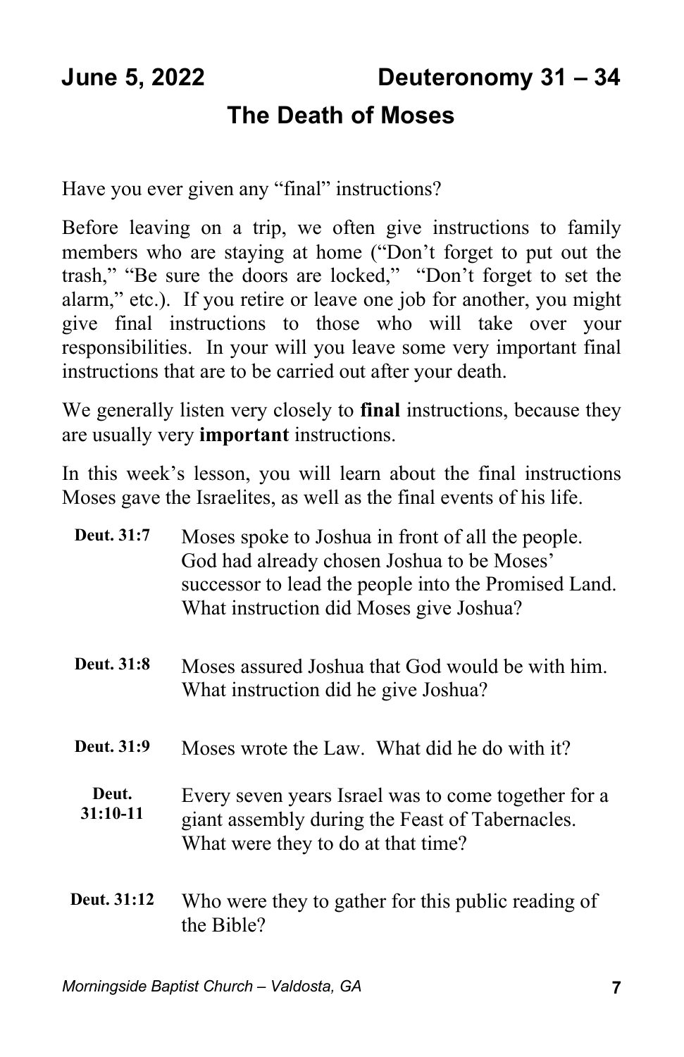**June 5, 2022** **Deuteronomy 31 – 34**

## The Death of Moses

Have you ever given any "final" instructions?

Before leaving on a trip, we often give instructions to family members who are staying at home ("Don't forget to put out the trash," "Be sure the doors are locked," "Don't forget to set the alarm," etc.). If you retire or leave one job for another, you might give final instructions to those who will take over your responsibilities. In your will you leave some very important final instructions that are to be carried out after your death.

We generally listen very closely to **final** instructions, because they are usually very **important** instructions.

In this week's lesson, you will learn about the final instructions Moses gave the Israelites, as well as the final events of his life.

| | |
|---|---|
| **Deut. 31:7** | Moses spoke to Joshua in front of all the people. God had already chosen Joshua to be Moses' successor to lead the people into the Promised Land. What instruction did Moses give Joshua? |
| **Deut. 31:8** | Moses assured Joshua that God would be with him. What instruction did he give Joshua? |
| **Deut. 31:9** | Moses wrote the Law. What did he do with it? |
| **Deut. 31:10-11** | Every seven years Israel was to come together for a giant assembly during the Feast of Tabernacles. What were they to do at that time? |
| **Deut. 31:12** | Who were they to gather for this public reading of the Bible? |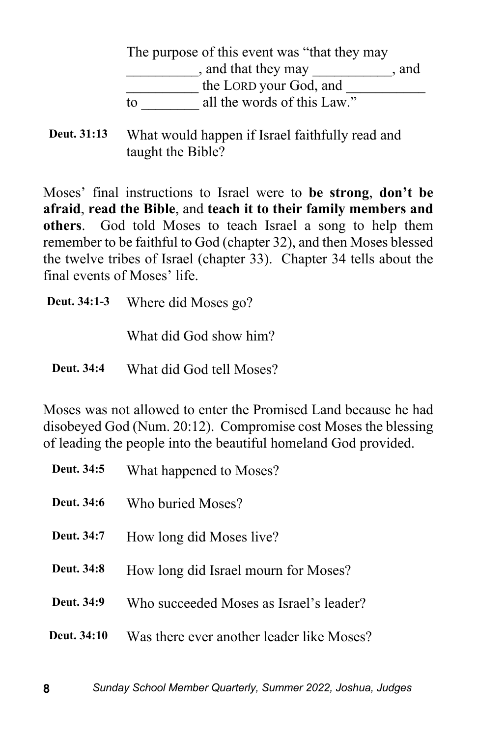The purpose of this event was "that they may __________, and that they may ___________, and __________ the LORD your God, and ___________ to ________ all the words of this Law."

**Deut. 31:13** What would happen if Israel faithfully read and taught the Bible?

Moses' final instructions to Israel were to **be strong**, **don't be afraid**, **read the Bible**, and **teach it to their family members and others**. God told Moses to teach Israel a song to help them remember to be faithful to God (chapter 32), and then Moses blessed the twelve tribes of Israel (chapter 33). Chapter 34 tells about the final events of Moses' life.

**Deut. 34:1-3** Where did Moses go?

What did God show him?

**Deut. 34:4** What did God tell Moses?

Moses was not allowed to enter the Promised Land because he had disobeyed God (Num. 20:12). Compromise cost Moses the blessing of leading the people into the beautiful homeland God provided.

**Deut. 34:5** What happened to Moses?

**Deut. 34:6** Who buried Moses?

**Deut. 34:7** How long did Moses live?

**Deut. 34:8** How long did Israel mourn for Moses?

**Deut. 34:9** Who succeeded Moses as Israel's leader?

**Deut. 34:10** Was there ever another leader like Moses?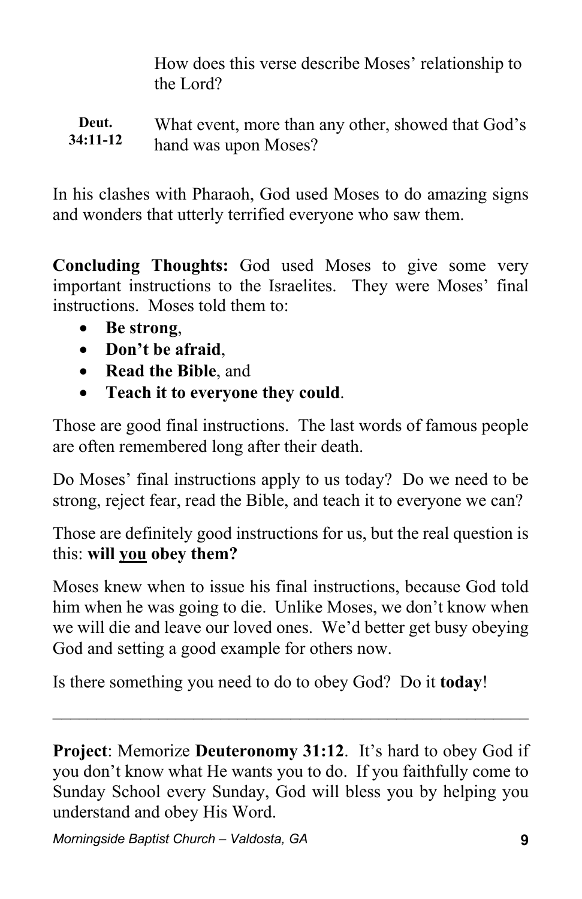How does this verse describe Moses' relationship to the Lord?

**Deut. 34:11-12** What event, more than any other, showed that God's hand was upon Moses?

In his clashes with Pharaoh, God used Moses to do amazing signs and wonders that utterly terrified everyone who saw them.

**Concluding Thoughts:** God used Moses to give some very important instructions to the Israelites. They were Moses' final instructions. Moses told them to:

- **Be strong**,
- **Don't be afraid**,
- **Read the Bible**, and
- **Teach it to everyone they could**.

Those are good final instructions. The last words of famous people are often remembered long after their death.

Do Moses' final instructions apply to us today? Do we need to be strong, reject fear, read the Bible, and teach it to everyone we can?

Those are definitely good instructions for us, but the real question is this: **will <u>you</u> obey them?**

Moses knew when to issue his final instructions, because God told him when he was going to die. Unlike Moses, we don't know when we will die and leave our loved ones. We'd better get busy obeying God and setting a good example for others now.

Is there something you need to do to obey God? Do it **today**!

---

**Project**: Memorize **Deuteronomy 31:12**. It's hard to obey God if you don't know what He wants you to do. If you faithfully come to Sunday School every Sunday, God will bless you by helping you understand and obey His Word.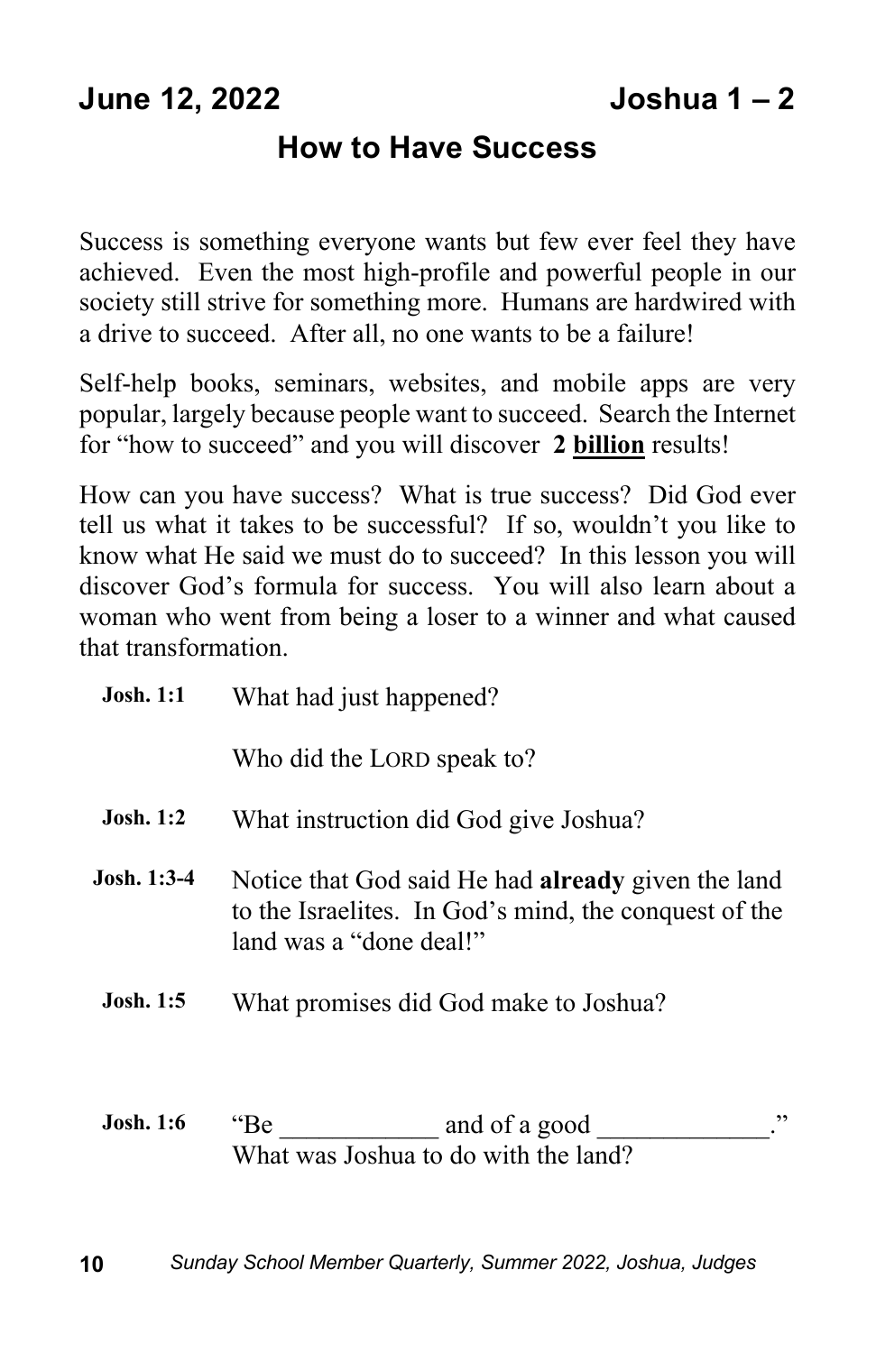**June 12, 2022** **Joshua 1 – 2**

# How to Have Success

Success is something everyone wants but few ever feel they have achieved. Even the most high-profile and powerful people in our society still strive for something more. Humans are hardwired with a drive to succeed. After all, no one wants to be a failure!

Self-help books, seminars, websites, and mobile apps are very popular, largely because people want to succeed. Search the Internet for "how to succeed" and you will discover **2 <u>billion</u>** results!

How can you have success? What is true success? Did God ever tell us what it takes to be successful? If so, wouldn't you like to know what He said we must do to succeed? In this lesson you will discover God's formula for success. You will also learn about a woman who went from being a loser to a winner and what caused that transformation.

**Josh. 1:1** What had just happened?

Who did the LORD speak to?

**Josh. 1:2** What instruction did God give Joshua?

**Josh. 1:3-4** Notice that God said He had **already** given the land to the Israelites. In God's mind, the conquest of the land was a "done deal!"

**Josh. 1:5** What promises did God make to Joshua?

**Josh. 1:6** "Be ____________ and of a good _____________."
What was Joshua to do with the land?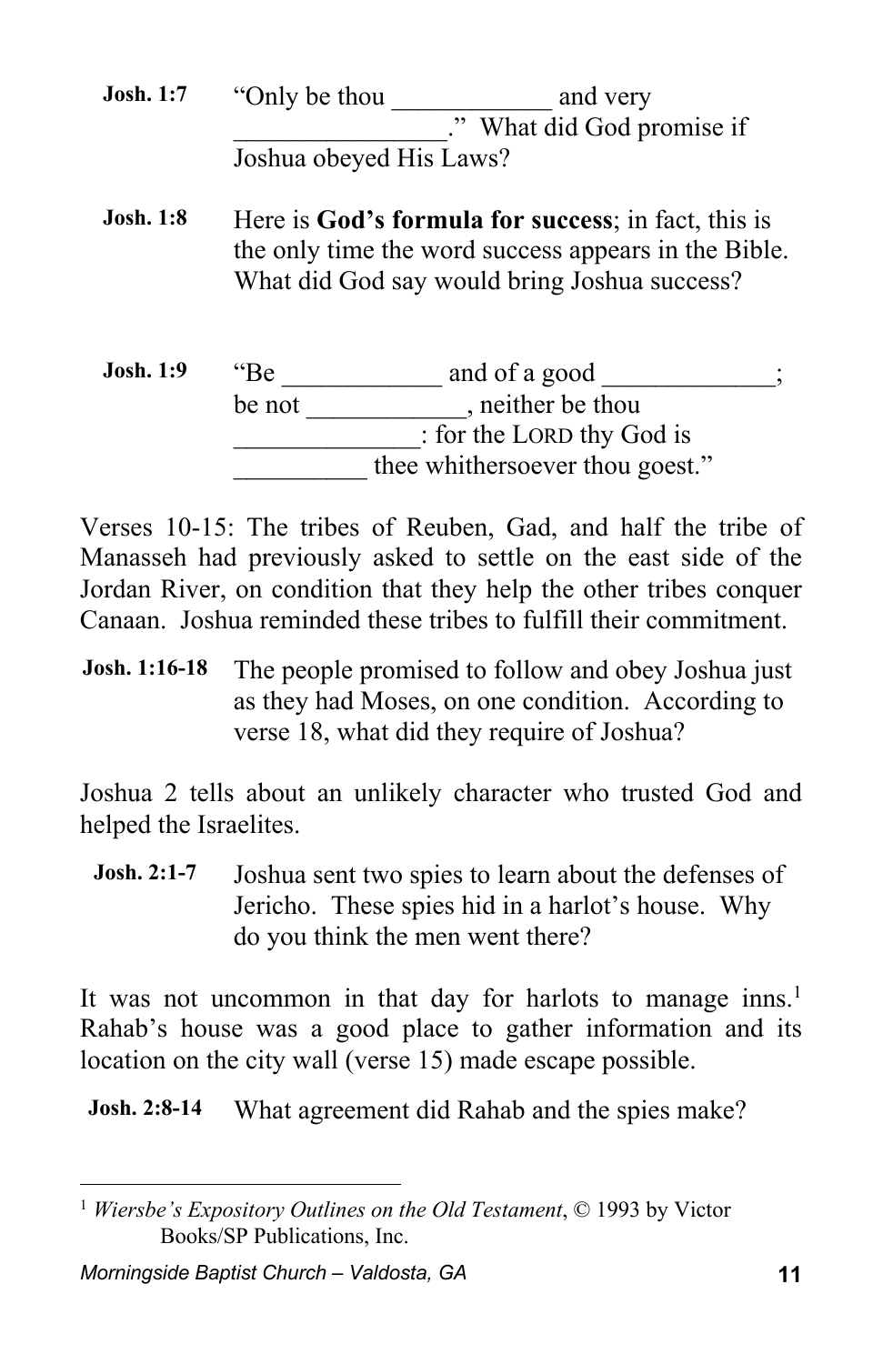**Josh. 1:7** "Only be thou ____________ and very ________________." What did God promise if Joshua obeyed His Laws?

**Josh. 1:8** Here is **God's formula for success**; in fact, this is the only time the word success appears in the Bible. What did God say would bring Joshua success?

**Josh. 1:9** "Be ____________ and of a good _____________; be not ____________, neither be thou ______________: for the LORD thy God is __________ thee whithersoever thou goest."

Verses 10-15: The tribes of Reuben, Gad, and half the tribe of Manasseh had previously asked to settle on the east side of the Jordan River, on condition that they help the other tribes conquer Canaan. Joshua reminded these tribes to fulfill their commitment.

**Josh. 1:16-18** The people promised to follow and obey Joshua just as they had Moses, on one condition. According to verse 18, what did they require of Joshua?

Joshua 2 tells about an unlikely character who trusted God and helped the Israelites.

**Josh. 2:1-7** Joshua sent two spies to learn about the defenses of Jericho. These spies hid in a harlot's house. Why do you think the men went there?

It was not uncommon in that day for harlots to manage inns.[1] Rahab's house was a good place to gather information and its location on the city wall (verse 15) made escape possible.

**Josh. 2:8-14** What agreement did Rahab and the spies make?

---

[1] *Wiersbe's Expository Outlines on the Old Testament*, © 1993 by Victor Books/SP Publications, Inc.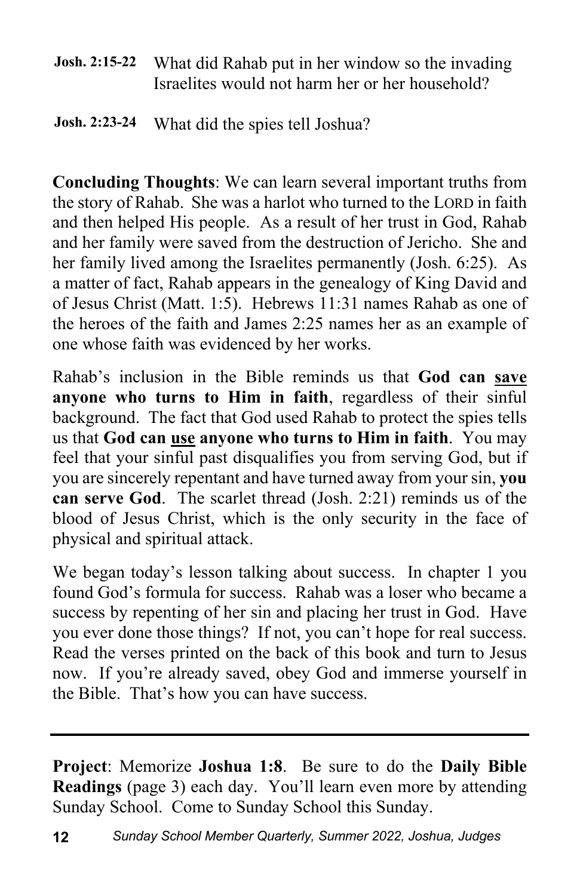**Josh. 2:15-22** What did Rahab put in her window so the invading Israelites would not harm her or her household?

**Josh. 2:23-24** What did the spies tell Joshua?

**Concluding Thoughts**: We can learn several important truths from the story of Rahab. She was a harlot who turned to the LORD in faith and then helped His people. As a result of her trust in God, Rahab and her family were saved from the destruction of Jericho. She and her family lived among the Israelites permanently (Josh. 6:25). As a matter of fact, Rahab appears in the genealogy of King David and of Jesus Christ (Matt. 1:5). Hebrews 11:31 names Rahab as one of the heroes of the faith and James 2:25 names her as an example of one whose faith was evidenced by her works.

Rahab's inclusion in the Bible reminds us that **God can <u>save</u> anyone who turns to Him in faith**, regardless of their sinful background. The fact that God used Rahab to protect the spies tells us that **God can <u>use</u> anyone who turns to Him in faith**. You may feel that your sinful past disqualifies you from serving God, but if you are sincerely repentant and have turned away from your sin, **you can serve God**. The scarlet thread (Josh. 2:21) reminds us of the blood of Jesus Christ, which is the only security in the face of physical and spiritual attack.

We began today's lesson talking about success. In chapter 1 you found God's formula for success. Rahab was a loser who became a success by repenting of her sin and placing her trust in God. Have you ever done those things? If not, you can't hope for real success. Read the verses printed on the back of this book and turn to Jesus now. If you're already saved, obey God and immerse yourself in the Bible. That's how you can have success.

---

**Project**: Memorize **Joshua 1:8**. Be sure to do the **Daily Bible Readings** (page 3) each day. You'll learn even more by attending Sunday School. Come to Sunday School this Sunday.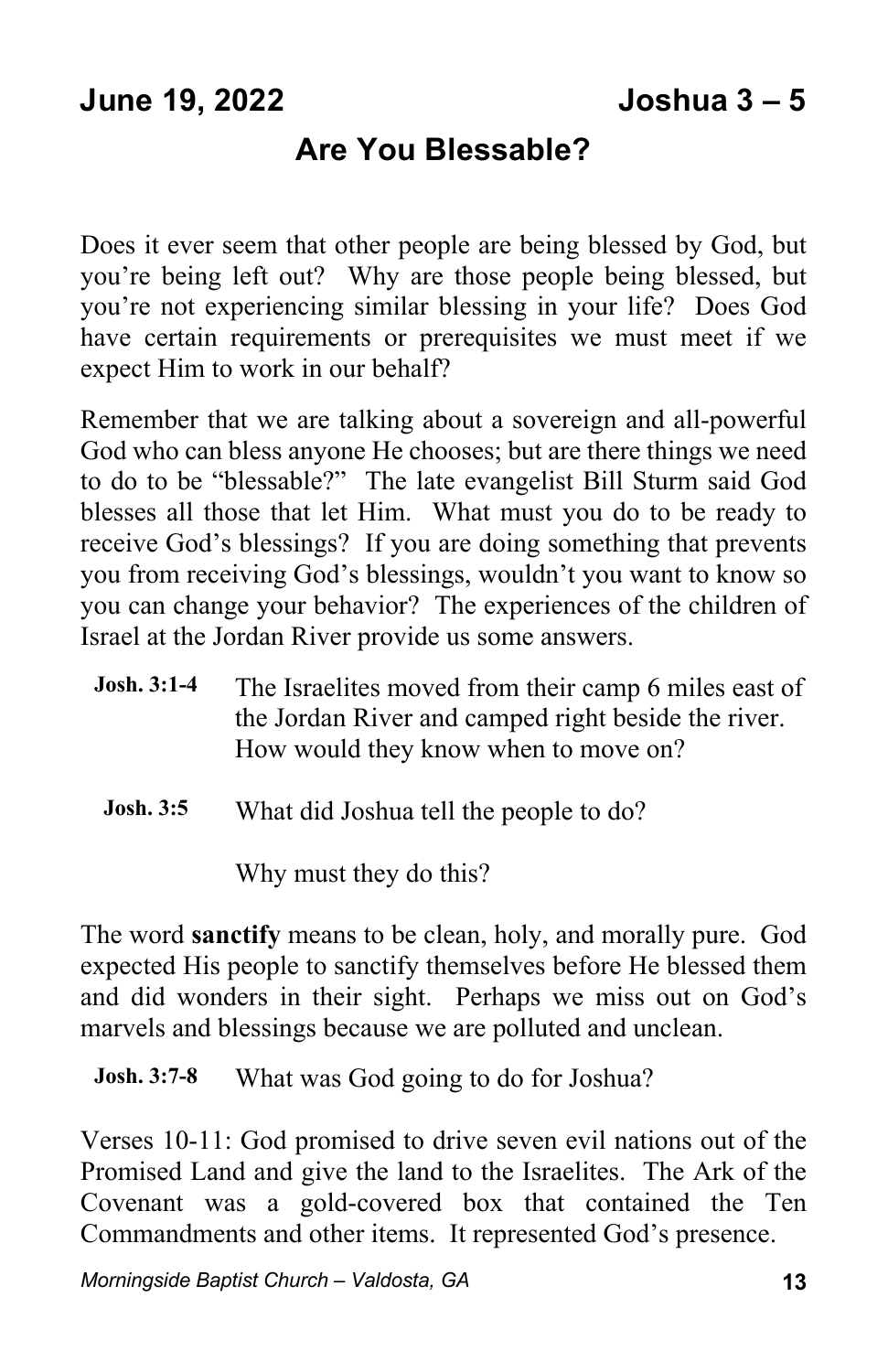**June 19, 2022** **Joshua 3 – 5**

## Are You Blessable?

Does it ever seem that other people are being blessed by God, but you're being left out? Why are those people being blessed, but you're not experiencing similar blessing in your life? Does God have certain requirements or prerequisites we must meet if we expect Him to work in our behalf?

Remember that we are talking about a sovereign and all-powerful God who can bless anyone He chooses; but are there things we need to do to be "blessable?" The late evangelist Bill Sturm said God blesses all those that let Him. What must you do to be ready to receive God's blessings? If you are doing something that prevents you from receiving God's blessings, wouldn't you want to know so you can change your behavior? The experiences of the children of Israel at the Jordan River provide us some answers.

**Josh. 3:1-4** The Israelites moved from their camp 6 miles east of the Jordan River and camped right beside the river. How would they know when to move on?

**Josh. 3:5** What did Joshua tell the people to do?

Why must they do this?

The word **sanctify** means to be clean, holy, and morally pure. God expected His people to sanctify themselves before He blessed them and did wonders in their sight. Perhaps we miss out on God's marvels and blessings because we are polluted and unclean.

**Josh. 3:7-8** What was God going to do for Joshua?

Verses 10-11: God promised to drive seven evil nations out of the Promised Land and give the land to the Israelites. The Ark of the Covenant was a gold-covered box that contained the Ten Commandments and other items. It represented God's presence.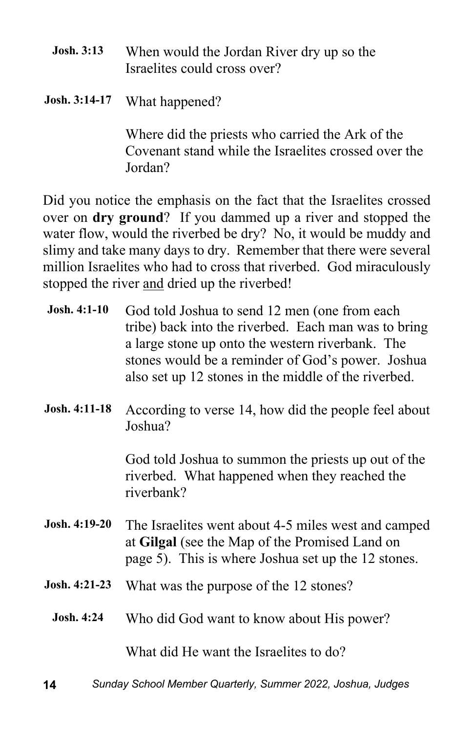**Josh. 3:13** When would the Jordan River dry up so the Israelites could cross over?

**Josh. 3:14-17** What happened?

Where did the priests who carried the Ark of the Covenant stand while the Israelites crossed over the Jordan?

Did you notice the emphasis on the fact that the Israelites crossed over on **dry ground**? If you dammed up a river and stopped the water flow, would the riverbed be dry? No, it would be muddy and slimy and take many days to dry. Remember that there were several million Israelites who had to cross that riverbed. God miraculously stopped the river <u>and</u> dried up the riverbed!

**Josh. 4:1-10** God told Joshua to send 12 men (one from each tribe) back into the riverbed. Each man was to bring a large stone up onto the western riverbank. The stones would be a reminder of God's power. Joshua also set up 12 stones in the middle of the riverbed.

**Josh. 4:11-18** According to verse 14, how did the people feel about Joshua?

God told Joshua to summon the priests up out of the riverbed. What happened when they reached the riverbank?

**Josh. 4:19-20** The Israelites went about 4-5 miles west and camped at **Gilgal** (see the Map of the Promised Land on page 5). This is where Joshua set up the 12 stones.

**Josh. 4:21-23** What was the purpose of the 12 stones?

**Josh. 4:24** Who did God want to know about His power?

What did He want the Israelites to do?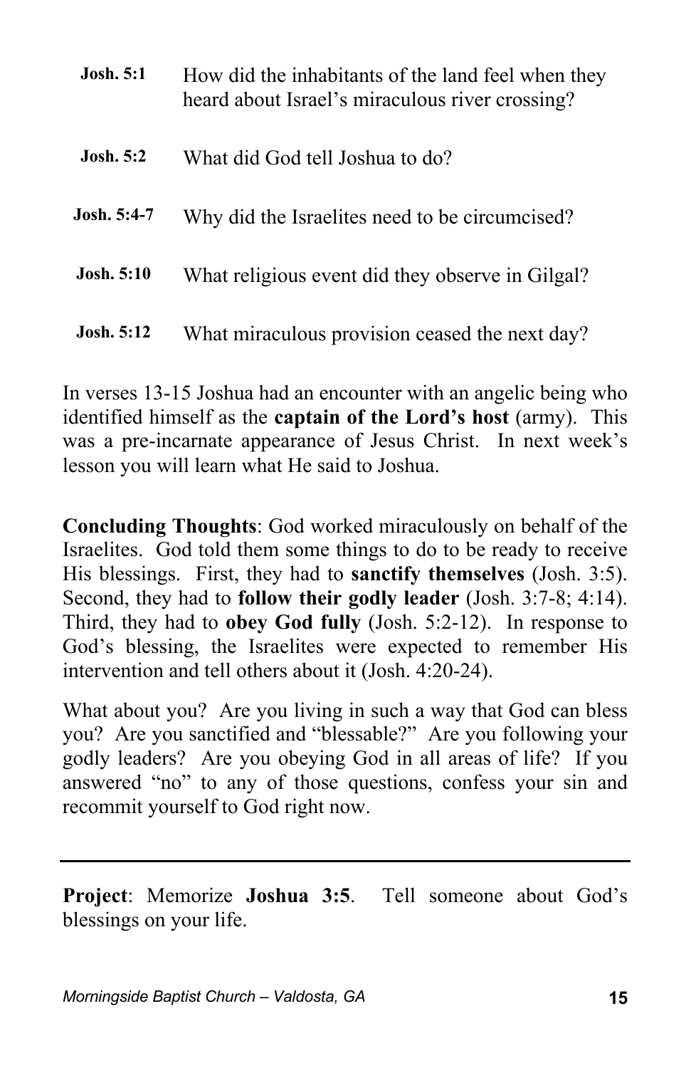**Josh. 5:1** How did the inhabitants of the land feel when they heard about Israel's miraculous river crossing?

**Josh. 5:2** What did God tell Joshua to do?

**Josh. 5:4-7** Why did the Israelites need to be circumcised?

**Josh. 5:10** What religious event did they observe in Gilgal?

**Josh. 5:12** What miraculous provision ceased the next day?

In verses 13-15 Joshua had an encounter with an angelic being who identified himself as the **captain of the Lord's host** (army). This was a pre-incarnate appearance of Jesus Christ. In next week's lesson you will learn what He said to Joshua.

**Concluding Thoughts**: God worked miraculously on behalf of the Israelites. God told them some things to do to be ready to receive His blessings. First, they had to **sanctify themselves** (Josh. 3:5). Second, they had to **follow their godly leader** (Josh. 3:7-8; 4:14). Third, they had to **obey God fully** (Josh. 5:2-12). In response to God's blessing, the Israelites were expected to remember His intervention and tell others about it (Josh. 4:20-24).

What about you? Are you living in such a way that God can bless you? Are you sanctified and "blessable?" Are you following your godly leaders? Are you obeying God in all areas of life? If you answered "no" to any of those questions, confess your sin and recommit yourself to God right now.

---

**Project**: Memorize **Joshua 3:5**. Tell someone about God's blessings on your life.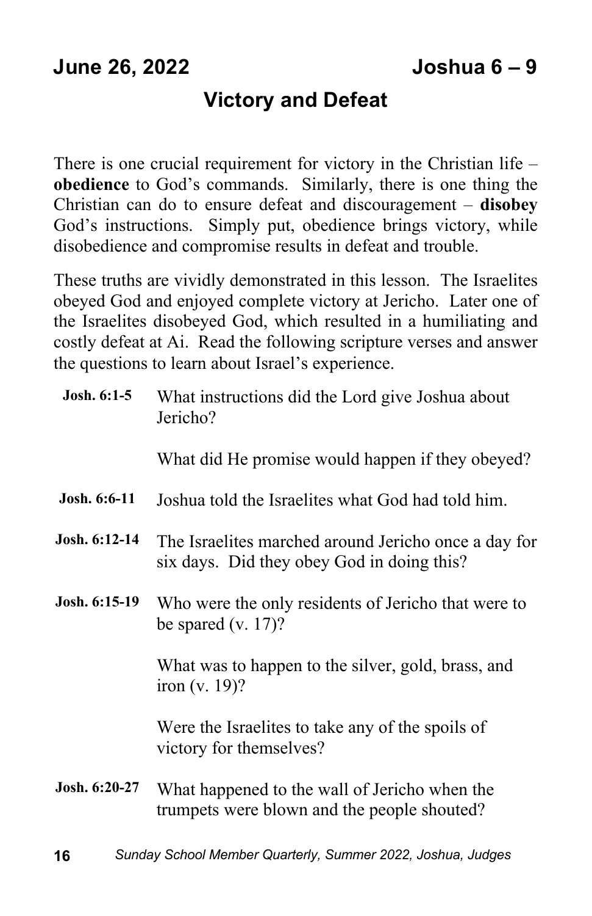**June 26, 2022** **Joshua 6 – 9**

## Victory and Defeat

There is one crucial requirement for victory in the Christian life – **obedience** to God's commands. Similarly, there is one thing the Christian can do to ensure defeat and discouragement – **disobey** God's instructions. Simply put, obedience brings victory, while disobedience and compromise results in defeat and trouble.

These truths are vividly demonstrated in this lesson. The Israelites obeyed God and enjoyed complete victory at Jericho. Later one of the Israelites disobeyed God, which resulted in a humiliating and costly defeat at Ai. Read the following scripture verses and answer the questions to learn about Israel's experience.

**Josh. 6:1-5** What instructions did the Lord give Joshua about Jericho?

What did He promise would happen if they obeyed?

**Josh. 6:6-11** Joshua told the Israelites what God had told him.

**Josh. 6:12-14** The Israelites marched around Jericho once a day for six days. Did they obey God in doing this?

**Josh. 6:15-19** Who were the only residents of Jericho that were to be spared (v. 17)?

What was to happen to the silver, gold, brass, and iron (v. 19)?

Were the Israelites to take any of the spoils of victory for themselves?

**Josh. 6:20-27** What happened to the wall of Jericho when the trumpets were blown and the people shouted?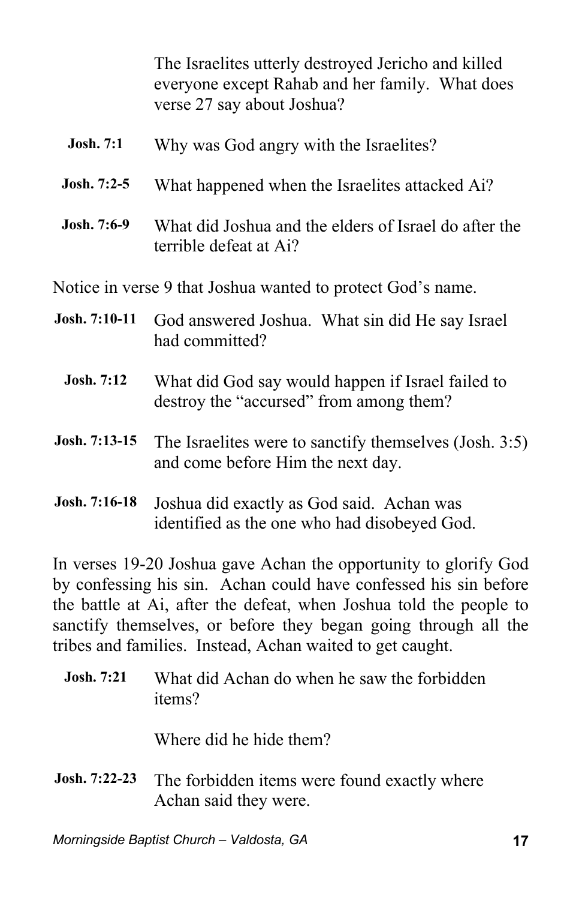The Israelites utterly destroyed Jericho and killed everyone except Rahab and her family. What does verse 27 say about Joshua?

**Josh. 7:1** Why was God angry with the Israelites?

**Josh. 7:2-5** What happened when the Israelites attacked Ai?

**Josh. 7:6-9** What did Joshua and the elders of Israel do after the terrible defeat at Ai?

Notice in verse 9 that Joshua wanted to protect God's name.

**Josh. 7:10-11** God answered Joshua. What sin did He say Israel had committed?

**Josh. 7:12** What did God say would happen if Israel failed to destroy the "accursed" from among them?

**Josh. 7:13-15** The Israelites were to sanctify themselves (Josh. 3:5) and come before Him the next day.

**Josh. 7:16-18** Joshua did exactly as God said. Achan was identified as the one who had disobeyed God.

In verses 19-20 Joshua gave Achan the opportunity to glorify God by confessing his sin. Achan could have confessed his sin before the battle at Ai, after the defeat, when Joshua told the people to sanctify themselves, or before they began going through all the tribes and families. Instead, Achan waited to get caught.

**Josh. 7:21** What did Achan do when he saw the forbidden items?

Where did he hide them?

**Josh. 7:22-23** The forbidden items were found exactly where Achan said they were.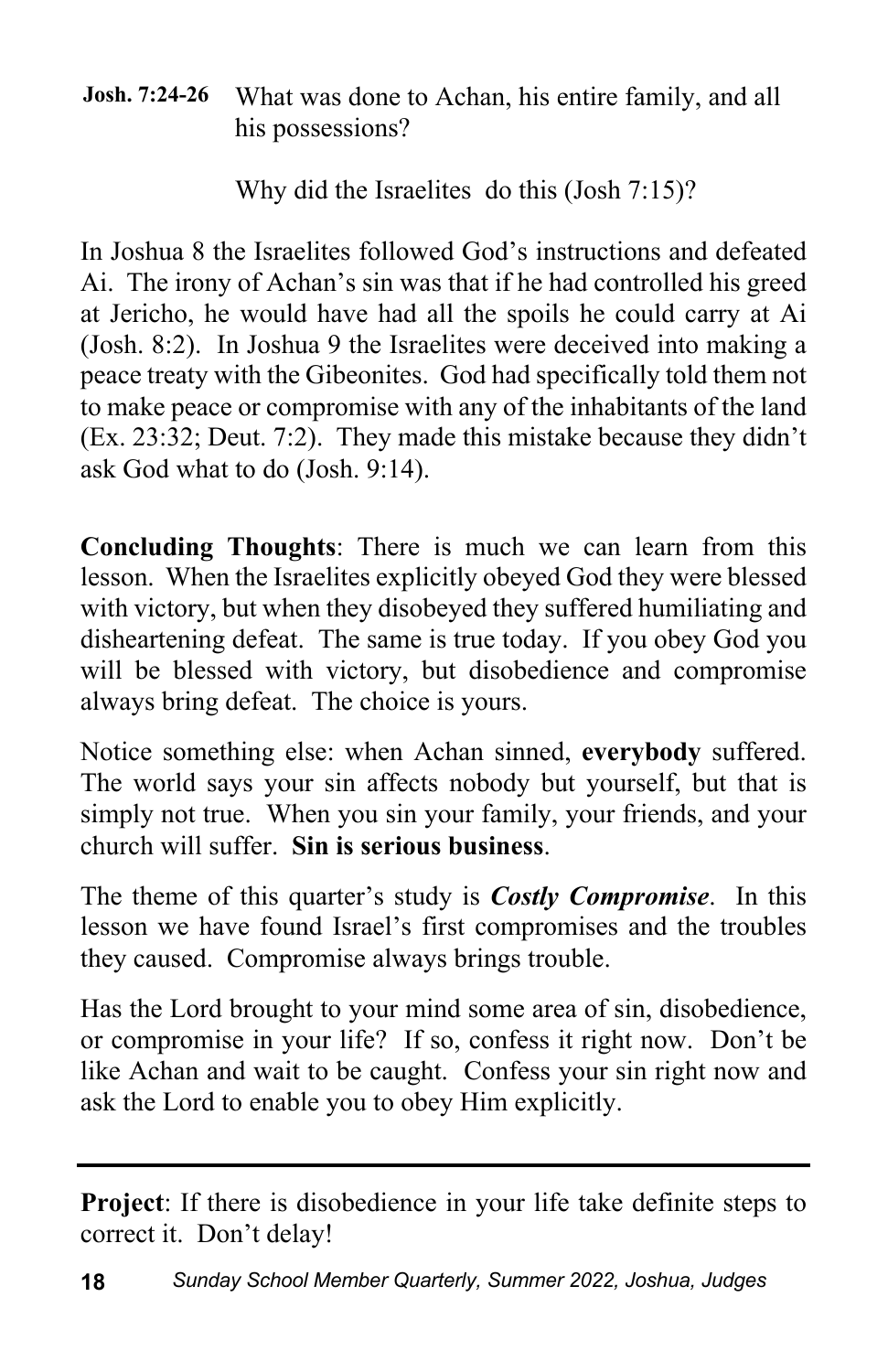**Josh. 7:24-26** What was done to Achan, his entire family, and all his possessions?

Why did the Israelites do this (Josh 7:15)?

In Joshua 8 the Israelites followed God's instructions and defeated Ai. The irony of Achan's sin was that if he had controlled his greed at Jericho, he would have had all the spoils he could carry at Ai (Josh. 8:2). In Joshua 9 the Israelites were deceived into making a peace treaty with the Gibeonites. God had specifically told them not to make peace or compromise with any of the inhabitants of the land (Ex. 23:32; Deut. 7:2). They made this mistake because they didn't ask God what to do (Josh. 9:14).

**Concluding Thoughts**: There is much we can learn from this lesson. When the Israelites explicitly obeyed God they were blessed with victory, but when they disobeyed they suffered humiliating and disheartening defeat. The same is true today. If you obey God you will be blessed with victory, but disobedience and compromise always bring defeat. The choice is yours.

Notice something else: when Achan sinned, **everybody** suffered. The world says your sin affects nobody but yourself, but that is simply not true. When you sin your family, your friends, and your church will suffer. **Sin is serious business**.

The theme of this quarter's study is ***Costly Compromise***. In this lesson we have found Israel's first compromises and the troubles they caused. Compromise always brings trouble.

Has the Lord brought to your mind some area of sin, disobedience, or compromise in your life? If so, confess it right now. Don't be like Achan and wait to be caught. Confess your sin right now and ask the Lord to enable you to obey Him explicitly.

---

**Project**: If there is disobedience in your life take definite steps to correct it. Don't delay!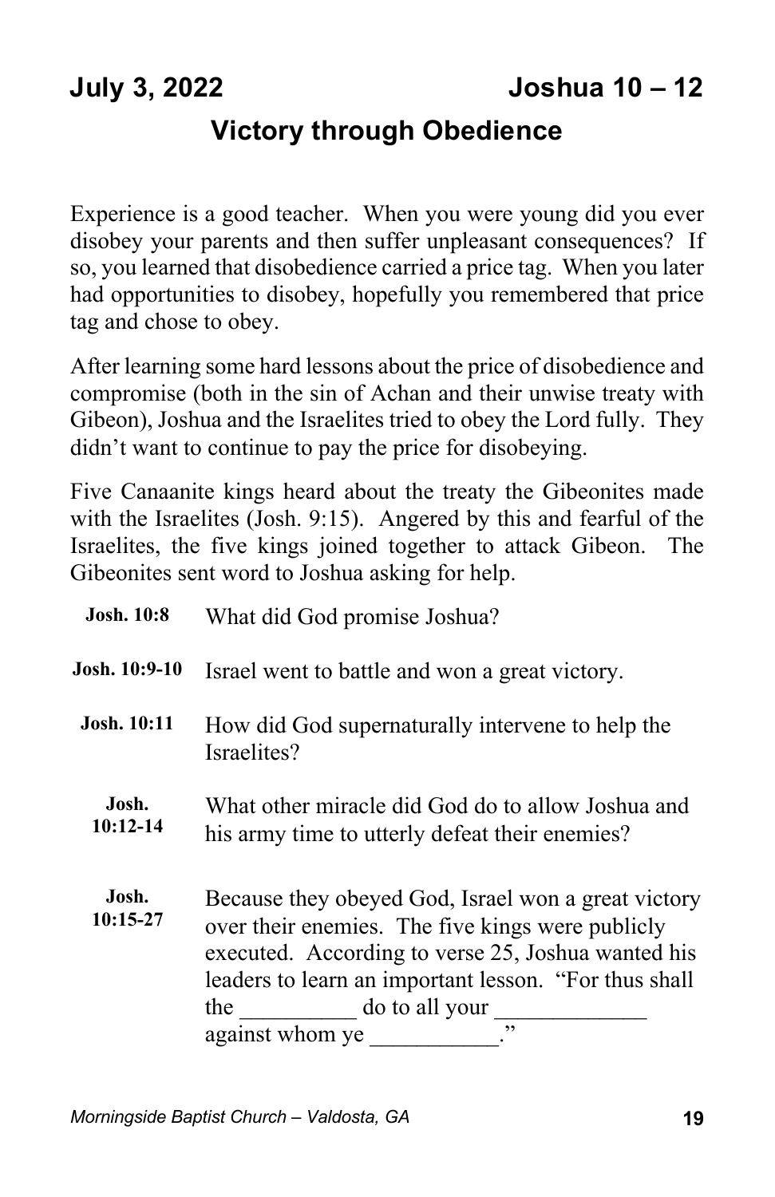**July 3, 2022** **Joshua 10 – 12**

## Victory through Obedience

Experience is a good teacher. When you were young did you ever disobey your parents and then suffer unpleasant consequences? If so, you learned that disobedience carried a price tag. When you later had opportunities to disobey, hopefully you remembered that price tag and chose to obey.

After learning some hard lessons about the price of disobedience and compromise (both in the sin of Achan and their unwise treaty with Gibeon), Joshua and the Israelites tried to obey the Lord fully. They didn't want to continue to pay the price for disobeying.

Five Canaanite kings heard about the treaty the Gibeonites made with the Israelites (Josh. 9:15). Angered by this and fearful of the Israelites, the five kings joined together to attack Gibeon. The Gibeonites sent word to Joshua asking for help.

**Josh. 10:8** What did God promise Joshua?

**Josh. 10:9-10** Israel went to battle and won a great victory.

**Josh. 10:11** How did God supernaturally intervene to help the Israelites?

**Josh. 10:12-14** What other miracle did God do to allow Joshua and his army time to utterly defeat their enemies?

**Josh. 10:15-27** Because they obeyed God, Israel won a great victory over their enemies. The five kings were publicly executed. According to verse 25, Joshua wanted his leaders to learn an important lesson. "For thus shall the __________ do to all your _____________ against whom ye ___________."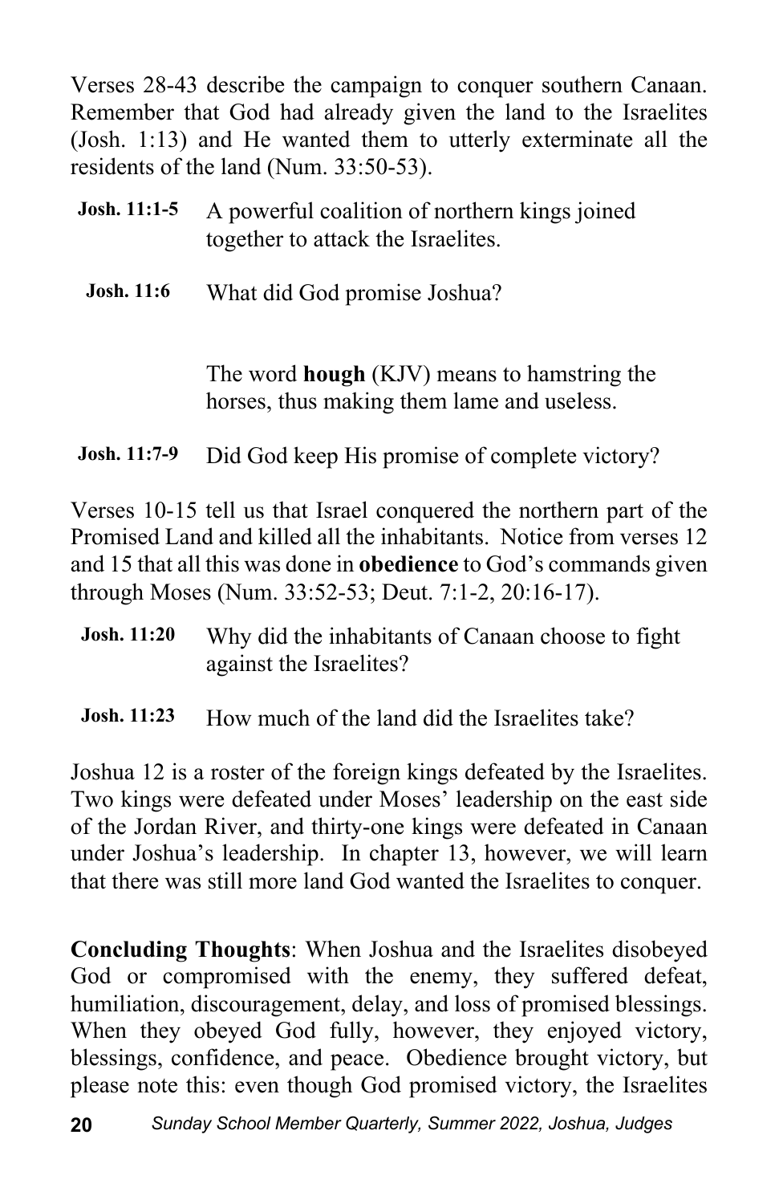Verses 28-43 describe the campaign to conquer southern Canaan. Remember that God had already given the land to the Israelites (Josh. 1:13) and He wanted them to utterly exterminate all the residents of the land (Num. 33:50-53).

**Josh. 11:1-5** A powerful coalition of northern kings joined together to attack the Israelites.

**Josh. 11:6** What did God promise Joshua?

The word **hough** (KJV) means to hamstring the horses, thus making them lame and useless.

**Josh. 11:7-9** Did God keep His promise of complete victory?

Verses 10-15 tell us that Israel conquered the northern part of the Promised Land and killed all the inhabitants. Notice from verses 12 and 15 that all this was done in **obedience** to God's commands given through Moses (Num. 33:52-53; Deut. 7:1-2, 20:16-17).

**Josh. 11:20** Why did the inhabitants of Canaan choose to fight against the Israelites?

**Josh. 11:23** How much of the land did the Israelites take?

Joshua 12 is a roster of the foreign kings defeated by the Israelites. Two kings were defeated under Moses' leadership on the east side of the Jordan River, and thirty-one kings were defeated in Canaan under Joshua's leadership. In chapter 13, however, we will learn that there was still more land God wanted the Israelites to conquer.

**Concluding Thoughts**: When Joshua and the Israelites disobeyed God or compromised with the enemy, they suffered defeat, humiliation, discouragement, delay, and loss of promised blessings. When they obeyed God fully, however, they enjoyed victory, blessings, confidence, and peace. Obedience brought victory, but please note this: even though God promised victory, the Israelites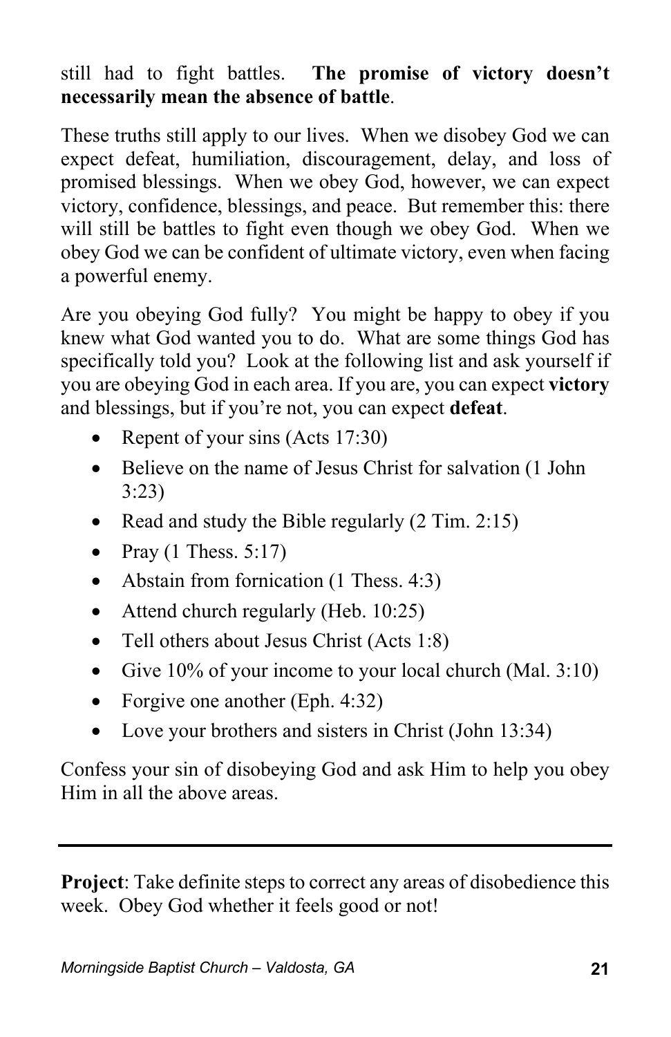still had to fight battles. **The promise of victory doesn't necessarily mean the absence of battle**.

These truths still apply to our lives. When we disobey God we can expect defeat, humiliation, discouragement, delay, and loss of promised blessings. When we obey God, however, we can expect victory, confidence, blessings, and peace. But remember this: there will still be battles to fight even though we obey God. When we obey God we can be confident of ultimate victory, even when facing a powerful enemy.

Are you obeying God fully? You might be happy to obey if you knew what God wanted you to do. What are some things God has specifically told you? Look at the following list and ask yourself if you are obeying God in each area. If you are, you can expect **victory** and blessings, but if you're not, you can expect **defeat**.

- Repent of your sins (Acts 17:30)
- Believe on the name of Jesus Christ for salvation (1 John 3:23)
- Read and study the Bible regularly (2 Tim. 2:15)
- Pray (1 Thess. 5:17)
- Abstain from fornication (1 Thess. 4:3)
- Attend church regularly (Heb. 10:25)
- Tell others about Jesus Christ (Acts 1:8)
- Give 10% of your income to your local church (Mal. 3:10)
- Forgive one another (Eph. 4:32)
- Love your brothers and sisters in Christ (John 13:34)

Confess your sin of disobeying God and ask Him to help you obey Him in all the above areas.

---

**Project**: Take definite steps to correct any areas of disobedience this week. Obey God whether it feels good or not!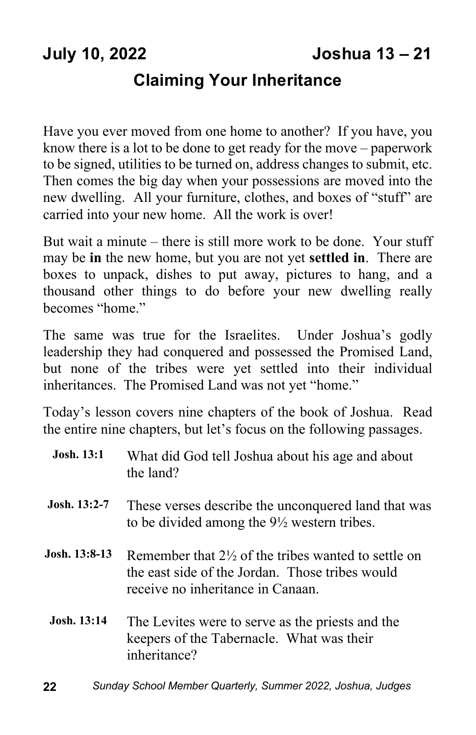**July 10, 2022** **Joshua 13 – 21**

## Claiming Your Inheritance

Have you ever moved from one home to another? If you have, you know there is a lot to be done to get ready for the move – paperwork to be signed, utilities to be turned on, address changes to submit, etc. Then comes the big day when your possessions are moved into the new dwelling. All your furniture, clothes, and boxes of "stuff" are carried into your new home. All the work is over!

But wait a minute – there is still more work to be done. Your stuff may be **in** the new home, but you are not yet **settled in**. There are boxes to unpack, dishes to put away, pictures to hang, and a thousand other things to do before your new dwelling really becomes "home."

The same was true for the Israelites. Under Joshua's godly leadership they had conquered and possessed the Promised Land, but none of the tribes were yet settled into their individual inheritances. The Promised Land was not yet "home."

Today's lesson covers nine chapters of the book of Joshua. Read the entire nine chapters, but let's focus on the following passages.

**Josh. 13:1** What did God tell Joshua about his age and about the land?

**Josh. 13:2-7** These verses describe the unconquered land that was to be divided among the 9½ western tribes.

**Josh. 13:8-13** Remember that 2½ of the tribes wanted to settle on the east side of the Jordan. Those tribes would receive no inheritance in Canaan.

**Josh. 13:14** The Levites were to serve as the priests and the keepers of the Tabernacle. What was their inheritance?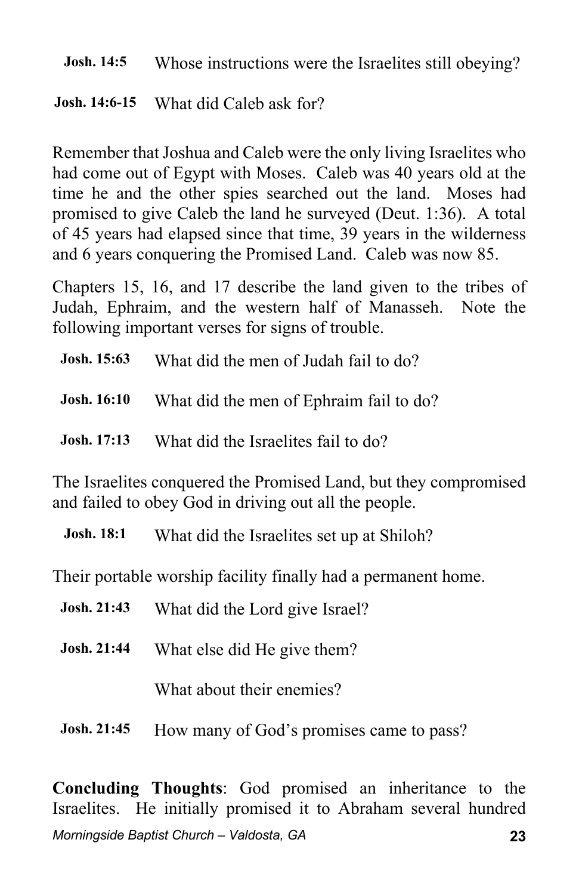**Josh. 14:5** Whose instructions were the Israelites still obeying?

**Josh. 14:6-15** What did Caleb ask for?

Remember that Joshua and Caleb were the only living Israelites who had come out of Egypt with Moses. Caleb was 40 years old at the time he and the other spies searched out the land. Moses had promised to give Caleb the land he surveyed (Deut. 1:36). A total of 45 years had elapsed since that time, 39 years in the wilderness and 6 years conquering the Promised Land. Caleb was now 85.

Chapters 15, 16, and 17 describe the land given to the tribes of Judah, Ephraim, and the western half of Manasseh. Note the following important verses for signs of trouble.

**Josh. 15:63** What did the men of Judah fail to do?

**Josh. 16:10** What did the men of Ephraim fail to do?

**Josh. 17:13** What did the Israelites fail to do?

The Israelites conquered the Promised Land, but they compromised and failed to obey God in driving out all the people.

**Josh. 18:1** What did the Israelites set up at Shiloh?

Their portable worship facility finally had a permanent home.

**Josh. 21:43** What did the Lord give Israel?

**Josh. 21:44** What else did He give them?

What about their enemies?

**Josh. 21:45** How many of God's promises came to pass?

**Concluding Thoughts**: God promised an inheritance to the Israelites. He initially promised it to Abraham several hundred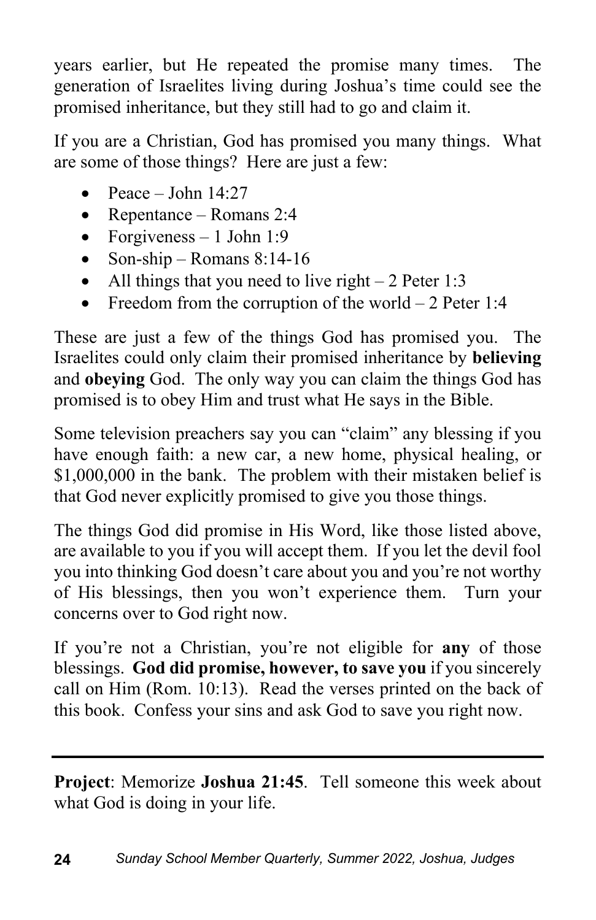years earlier, but He repeated the promise many times. The generation of Israelites living during Joshua's time could see the promised inheritance, but they still had to go and claim it.

If you are a Christian, God has promised you many things. What are some of those things? Here are just a few:

- Peace – John 14:27
- Repentance – Romans 2:4
- Forgiveness – 1 John 1:9
- Son-ship – Romans 8:14-16
- All things that you need to live right – 2 Peter 1:3
- Freedom from the corruption of the world – 2 Peter 1:4

These are just a few of the things God has promised you. The Israelites could only claim their promised inheritance by **believing** and **obeying** God. The only way you can claim the things God has promised is to obey Him and trust what He says in the Bible.

Some television preachers say you can "claim" any blessing if you have enough faith: a new car, a new home, physical healing, or $1,000,000 in the bank. The problem with their mistaken belief is that God never explicitly promised to give you those things.

The things God did promise in His Word, like those listed above, are available to you if you will accept them. If you let the devil fool you into thinking God doesn't care about you and you're not worthy of His blessings, then you won't experience them. Turn your concerns over to God right now.

If you're not a Christian, you're not eligible for **any** of those blessings. **God did promise, however, to save you** if you sincerely call on Him (Rom. 10:13). Read the verses printed on the back of this book. Confess your sins and ask God to save you right now.

---

**Project**: Memorize **Joshua 21:45**. Tell someone this week about what God is doing in your life.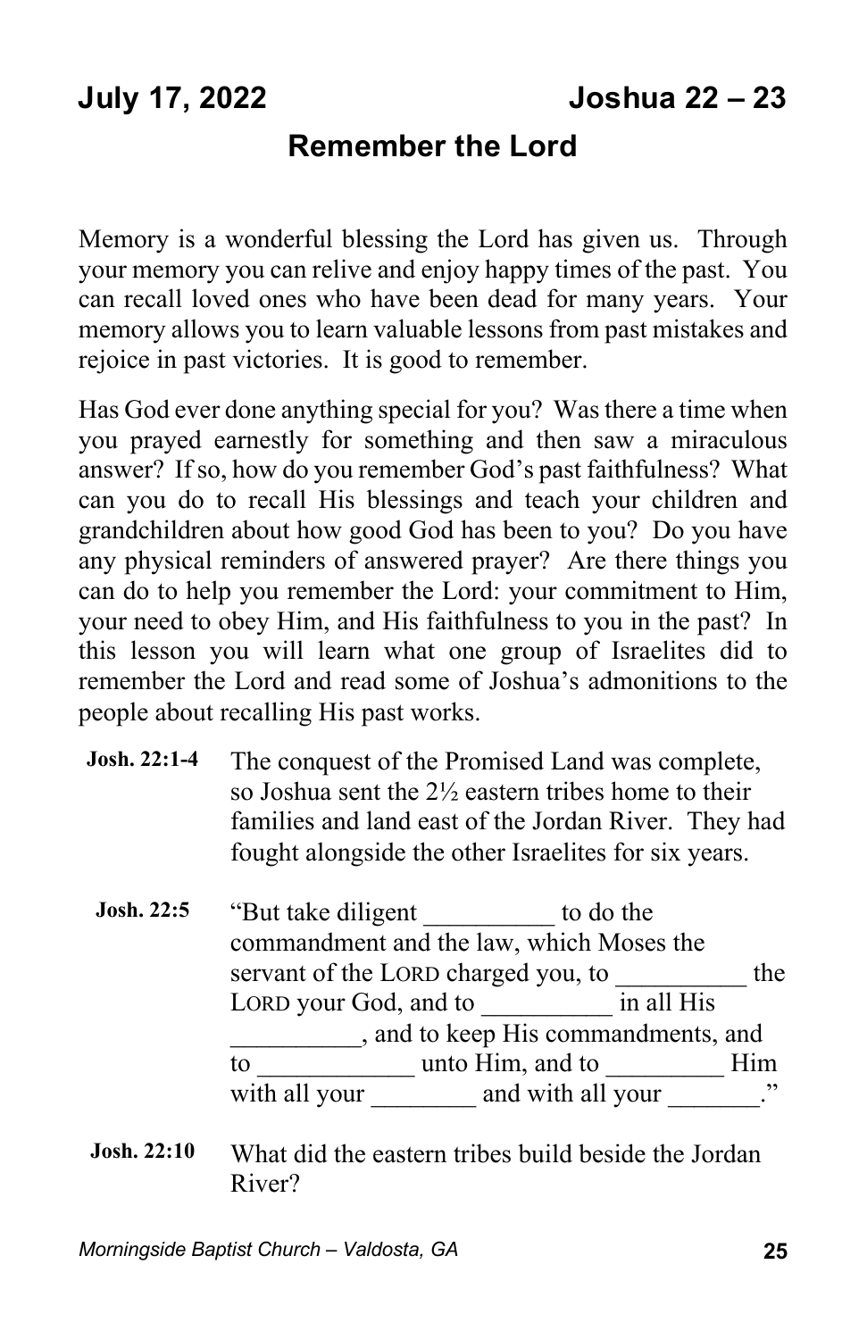**July 17, 2022** **Joshua 22 – 23**

## Remember the Lord

Memory is a wonderful blessing the Lord has given us. Through your memory you can relive and enjoy happy times of the past. You can recall loved ones who have been dead for many years. Your memory allows you to learn valuable lessons from past mistakes and rejoice in past victories. It is good to remember.

Has God ever done anything special for you? Was there a time when you prayed earnestly for something and then saw a miraculous answer? If so, how do you remember God's past faithfulness? What can you do to recall His blessings and teach your children and grandchildren about how good God has been to you? Do you have any physical reminders of answered prayer? Are there things you can do to help you remember the Lord: your commitment to Him, your need to obey Him, and His faithfulness to you in the past? In this lesson you will learn what one group of Israelites did to remember the Lord and read some of Joshua's admonitions to the people about recalling His past works.

**Josh. 22:1-4** The conquest of the Promised Land was complete, so Joshua sent the 2½ eastern tribes home to their families and land east of the Jordan River. They had fought alongside the other Israelites for six years.

**Josh. 22:5** "But take diligent __________ to do the commandment and the law, which Moses the servant of the LORD charged you, to __________ the LORD your God, and to __________ in all His __________, and to keep His commandments, and to ____________ unto Him, and to _________ Him with all your ________ and with all your _______."

**Josh. 22:10** What did the eastern tribes build beside the Jordan River?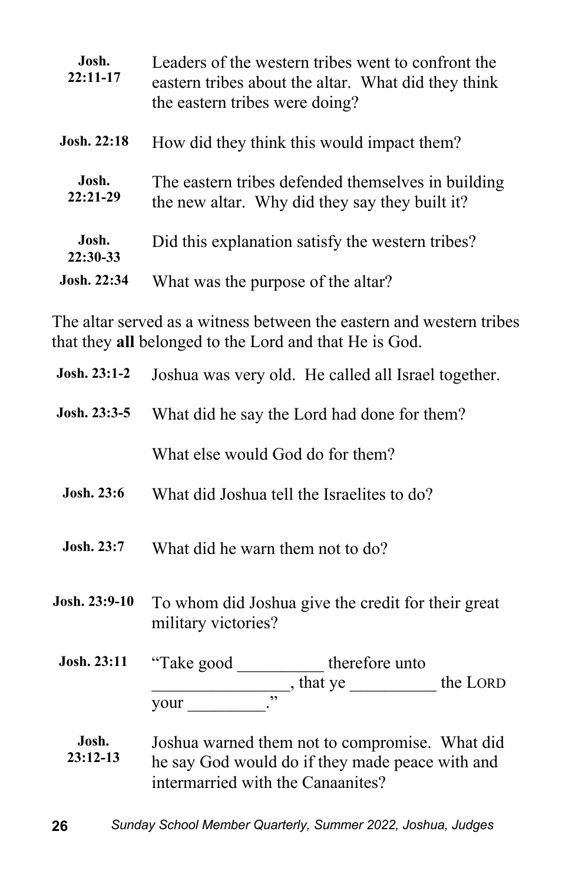| | |
|---|---|
| **Josh. 22:11-17** | Leaders of the western tribes went to confront the eastern tribes about the altar. What did they think the eastern tribes were doing? |
| **Josh. 22:18** | How did they think this would impact them? |
| **Josh. 22:21-29** | The eastern tribes defended themselves in building the new altar. Why did they say they built it? |
| **Josh. 22:30-33** | Did this explanation satisfy the western tribes? |
| **Josh. 22:34** | What was the purpose of the altar? |

The altar served as a witness between the eastern and western tribes that they **all** belonged to the Lord and that He is God.

| | |
|---|---|
| **Josh. 23:1-2** | Joshua was very old. He called all Israel together. |
| **Josh. 23:3-5** | What did he say the Lord had done for them? |
| | What else would God do for them? |
| **Josh. 23:6** | What did Joshua tell the Israelites to do? |
| **Josh. 23:7** | What did he warn them not to do? |
| **Josh. 23:9-10** | To whom did Joshua give the credit for their great military victories? |
| **Josh. 23:11** | "Take good __________ therefore unto ________________, that ye __________ the LORD your _________." |
| **Josh. 23:12-13** | Joshua warned them not to compromise. What did he say God would do if they made peace with and intermarried with the Canaanites? |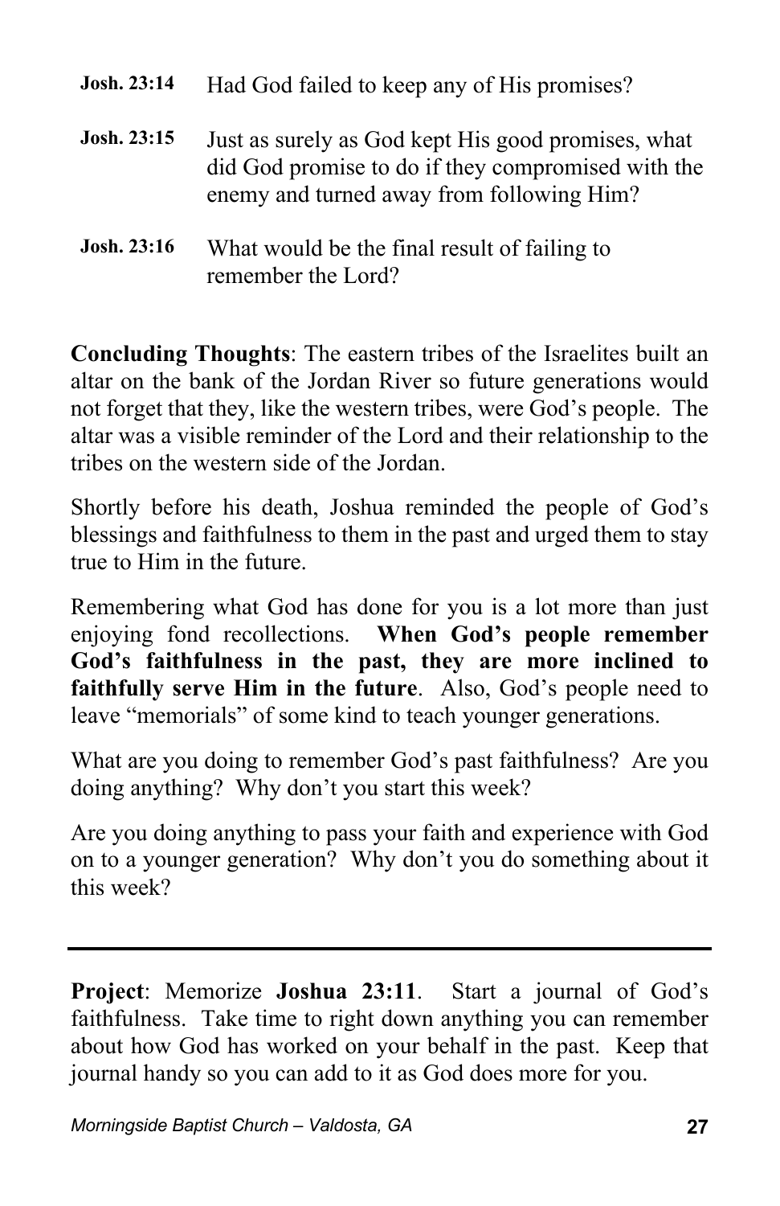**Josh. 23:14** Had God failed to keep any of His promises?

**Josh. 23:15** Just as surely as God kept His good promises, what did God promise to do if they compromised with the enemy and turned away from following Him?

**Josh. 23:16** What would be the final result of failing to remember the Lord?

**Concluding Thoughts**: The eastern tribes of the Israelites built an altar on the bank of the Jordan River so future generations would not forget that they, like the western tribes, were God's people. The altar was a visible reminder of the Lord and their relationship to the tribes on the western side of the Jordan.

Shortly before his death, Joshua reminded the people of God's blessings and faithfulness to them in the past and urged them to stay true to Him in the future.

Remembering what God has done for you is a lot more than just enjoying fond recollections. **When God's people remember God's faithfulness in the past, they are more inclined to faithfully serve Him in the future**. Also, God's people need to leave "memorials" of some kind to teach younger generations.

What are you doing to remember God's past faithfulness? Are you doing anything? Why don't you start this week?

Are you doing anything to pass your faith and experience with God on to a younger generation? Why don't you do something about it this week?

---

**Project**: Memorize **Joshua 23:11**. Start a journal of God's faithfulness. Take time to right down anything you can remember about how God has worked on your behalf in the past. Keep that journal handy so you can add to it as God does more for you.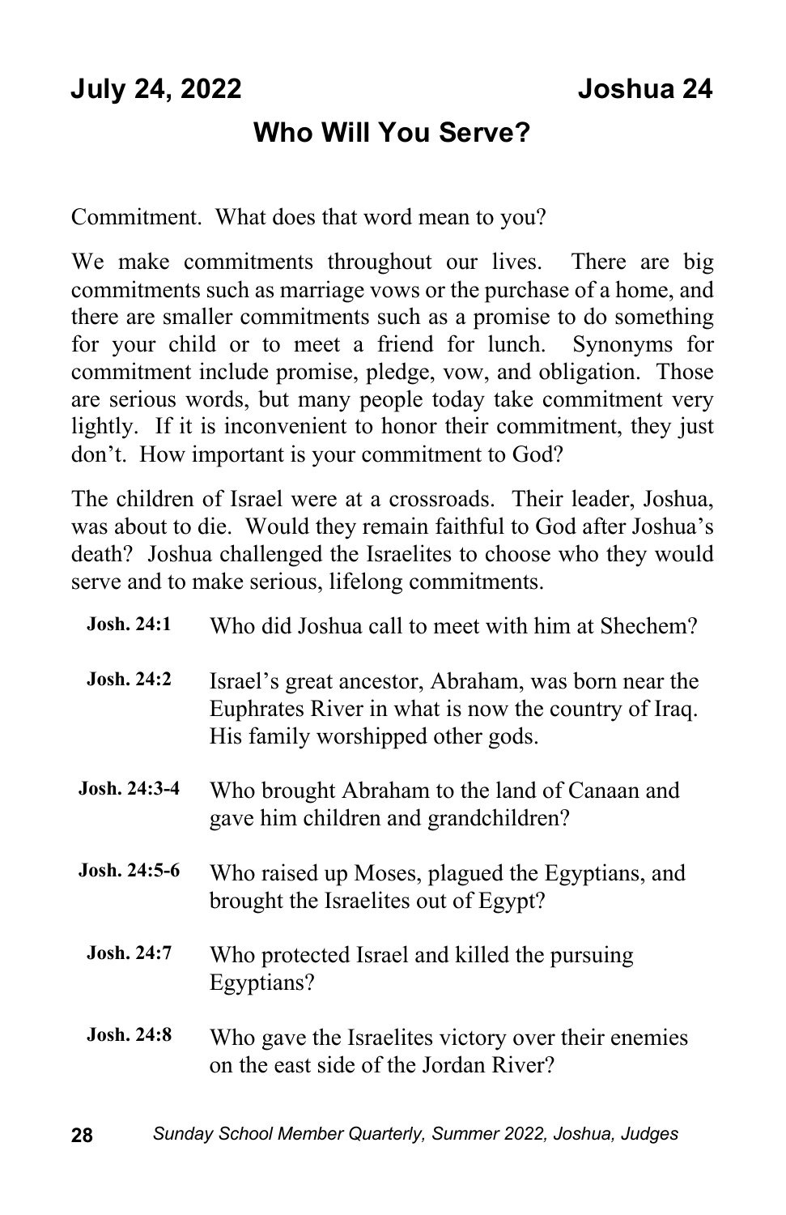**July 24, 2022** **Joshua 24**

## Who Will You Serve?

Commitment. What does that word mean to you?

We make commitments throughout our lives. There are big commitments such as marriage vows or the purchase of a home, and there are smaller commitments such as a promise to do something for your child or to meet a friend for lunch. Synonyms for commitment include promise, pledge, vow, and obligation. Those are serious words, but many people today take commitment very lightly. If it is inconvenient to honor their commitment, they just don't. How important is your commitment to God?

The children of Israel were at a crossroads. Their leader, Joshua, was about to die. Would they remain faithful to God after Joshua's death? Joshua challenged the Israelites to choose who they would serve and to make serious, lifelong commitments.

**Josh. 24:1** Who did Joshua call to meet with him at Shechem?

**Josh. 24:2** Israel's great ancestor, Abraham, was born near the Euphrates River in what is now the country of Iraq. His family worshipped other gods.

**Josh. 24:3-4** Who brought Abraham to the land of Canaan and gave him children and grandchildren?

**Josh. 24:5-6** Who raised up Moses, plagued the Egyptians, and brought the Israelites out of Egypt?

**Josh. 24:7** Who protected Israel and killed the pursuing Egyptians?

**Josh. 24:8** Who gave the Israelites victory over their enemies on the east side of the Jordan River?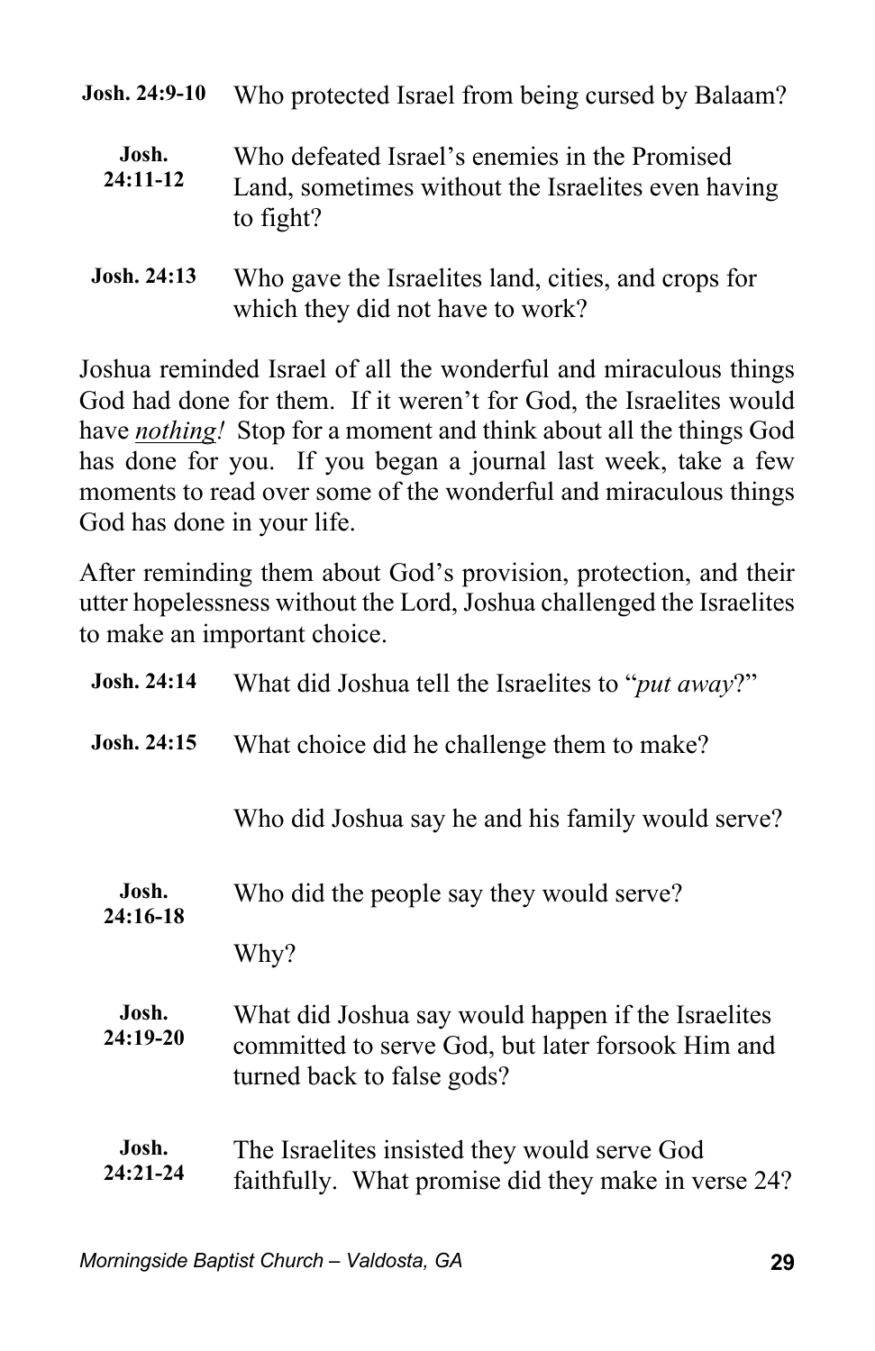**Josh. 24:9-10** Who protected Israel from being cursed by Balaam?

**Josh. 24:11-12** Who defeated Israel's enemies in the Promised Land, sometimes without the Israelites even having to fight?

**Josh. 24:13** Who gave the Israelites land, cities, and crops for which they did not have to work?

Joshua reminded Israel of all the wonderful and miraculous things God had done for them. If it weren't for God, the Israelites would have ***nothing!*** Stop for a moment and think about all the things God has done for you. If you began a journal last week, take a few moments to read over some of the wonderful and miraculous things God has done in your life.

After reminding them about God's provision, protection, and their utter hopelessness without the Lord, Joshua challenged the Israelites to make an important choice.

**Josh. 24:14** What did Joshua tell the Israelites to "*put away*?"

**Josh. 24:15** What choice did he challenge them to make?

Who did Joshua say he and his family would serve?

**Josh. 24:16-18** Who did the people say they would serve?

Why?

**Josh. 24:19-20** What did Joshua say would happen if the Israelites committed to serve God, but later forsook Him and turned back to false gods?

**Josh. 24:21-24** The Israelites insisted they would serve God faithfully. What promise did they make in verse 24?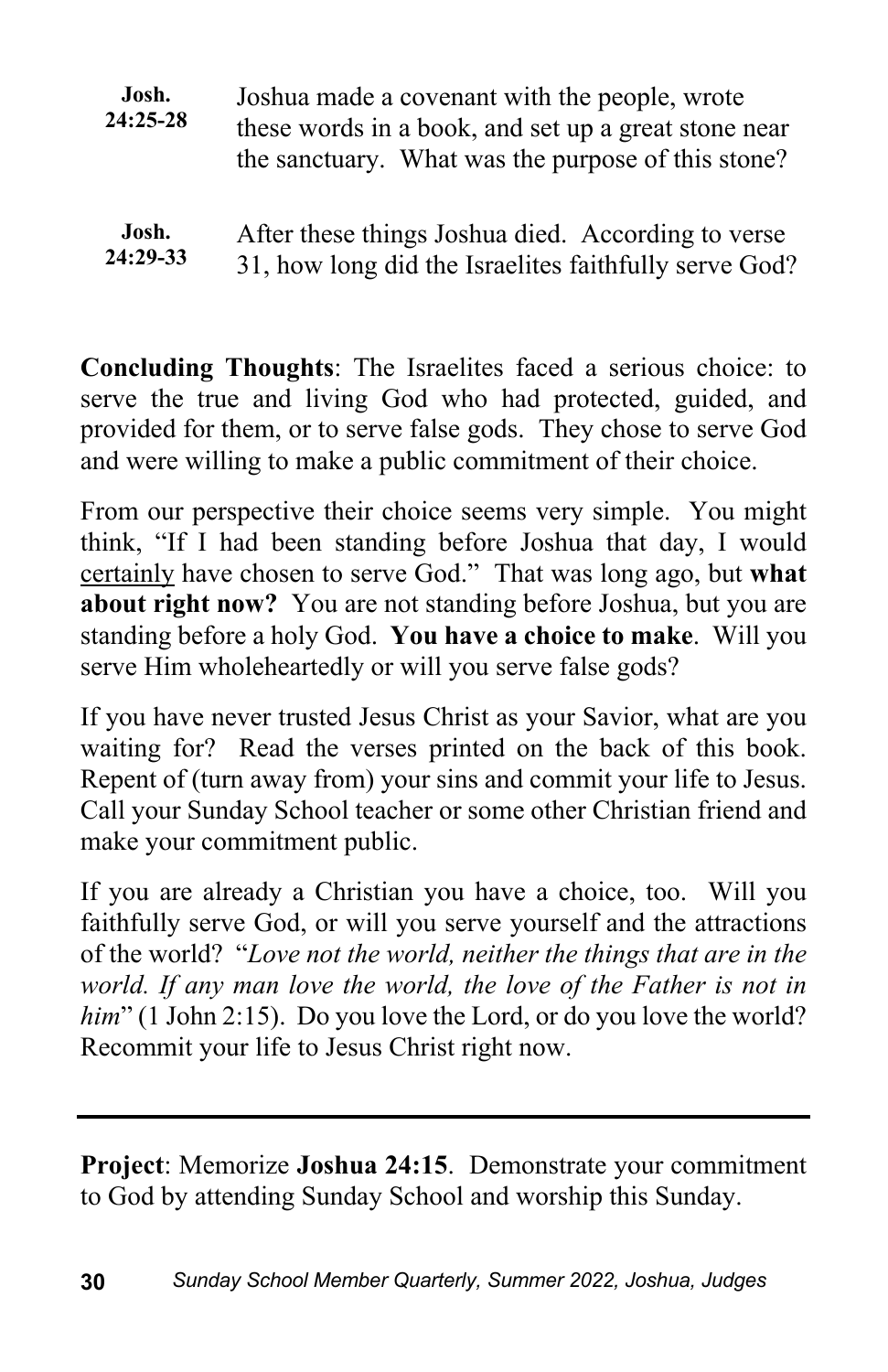| | |
|---|---|
| **Josh. 24:25-28** | Joshua made a covenant with the people, wrote these words in a book, and set up a great stone near the sanctuary. What was the purpose of this stone? |
| **Josh. 24:29-33** | After these things Joshua died. According to verse 31, how long did the Israelites faithfully serve God? |

**Concluding Thoughts**: The Israelites faced a serious choice: to serve the true and living God who had protected, guided, and provided for them, or to serve false gods. They chose to serve God and were willing to make a public commitment of their choice.

From our perspective their choice seems very simple. You might think, "If I had been standing before Joshua that day, I would <u>certainly</u> have chosen to serve God." That was long ago, but **what about right now?** You are not standing before Joshua, but you are standing before a holy God. **You have a choice to make**. Will you serve Him wholeheartedly or will you serve false gods?

If you have never trusted Jesus Christ as your Savior, what are you waiting for? Read the verses printed on the back of this book. Repent of (turn away from) your sins and commit your life to Jesus. Call your Sunday School teacher or some other Christian friend and make your commitment public.

If you are already a Christian you have a choice, too. Will you faithfully serve God, or will you serve yourself and the attractions of the world? "*Love not the world, neither the things that are in the world. If any man love the world, the love of the Father is not in him*" (1 John 2:15). Do you love the Lord, or do you love the world? Recommit your life to Jesus Christ right now.

---

**Project**: Memorize **Joshua 24:15**. Demonstrate your commitment to God by attending Sunday School and worship this Sunday.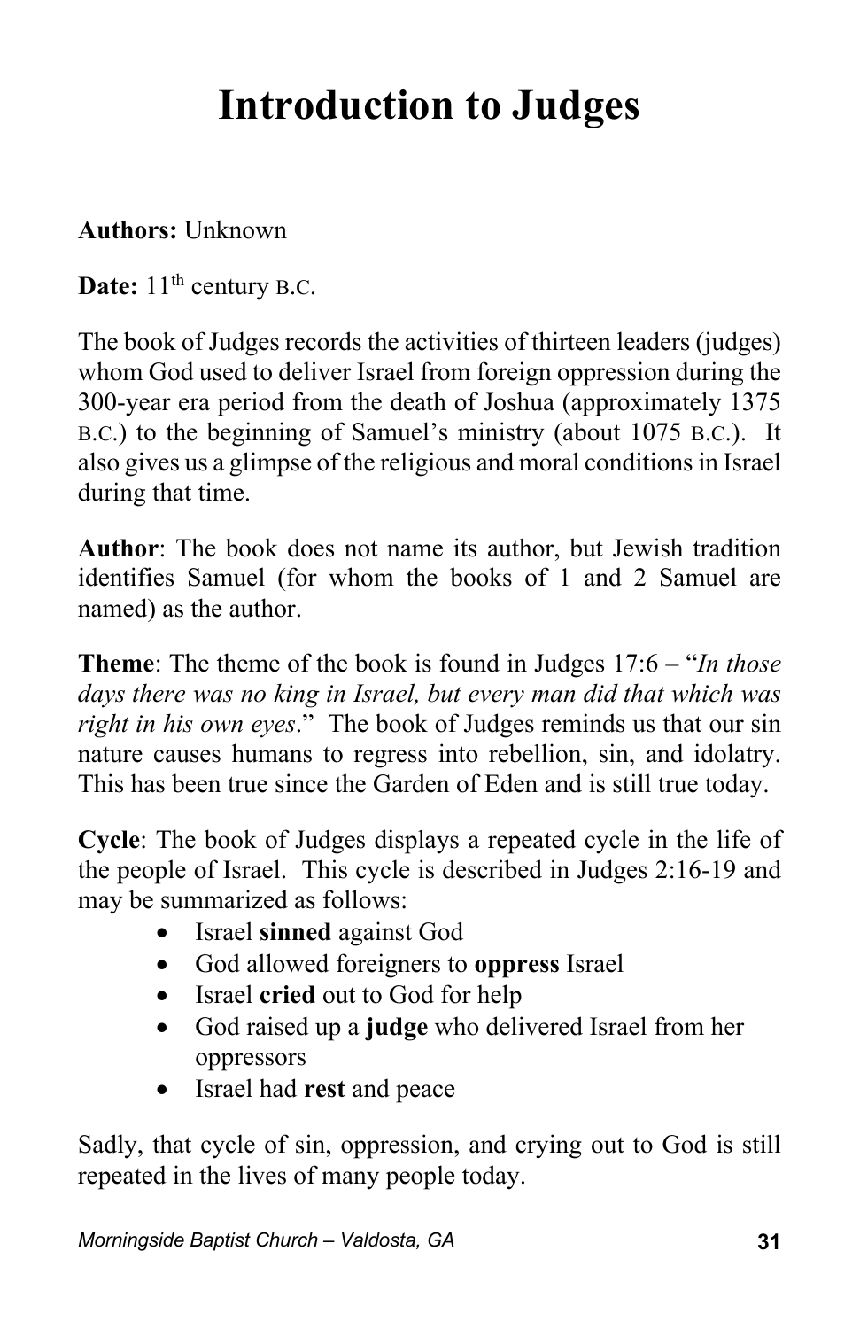# Introduction to Judges

**Authors:** Unknown

**Date:** 11th century B.C.

The book of Judges records the activities of thirteen leaders (judges) whom God used to deliver Israel from foreign oppression during the 300-year era period from the death of Joshua (approximately 1375 B.C.) to the beginning of Samuel's ministry (about 1075 B.C.). It also gives us a glimpse of the religious and moral conditions in Israel during that time.

**Author**: The book does not name its author, but Jewish tradition identifies Samuel (for whom the books of 1 and 2 Samuel are named) as the author.

**Theme**: The theme of the book is found in Judges 17:6 – "*In those days there was no king in Israel, but every man did that which was right in his own eyes*." The book of Judges reminds us that our sin nature causes humans to regress into rebellion, sin, and idolatry. This has been true since the Garden of Eden and is still true today.

**Cycle**: The book of Judges displays a repeated cycle in the life of the people of Israel. This cycle is described in Judges 2:16-19 and may be summarized as follows:

- Israel **sinned** against God
- God allowed foreigners to **oppress** Israel
- Israel **cried** out to God for help
- God raised up a **judge** who delivered Israel from her oppressors
- Israel had **rest** and peace

Sadly, that cycle of sin, oppression, and crying out to God is still repeated in the lives of many people today.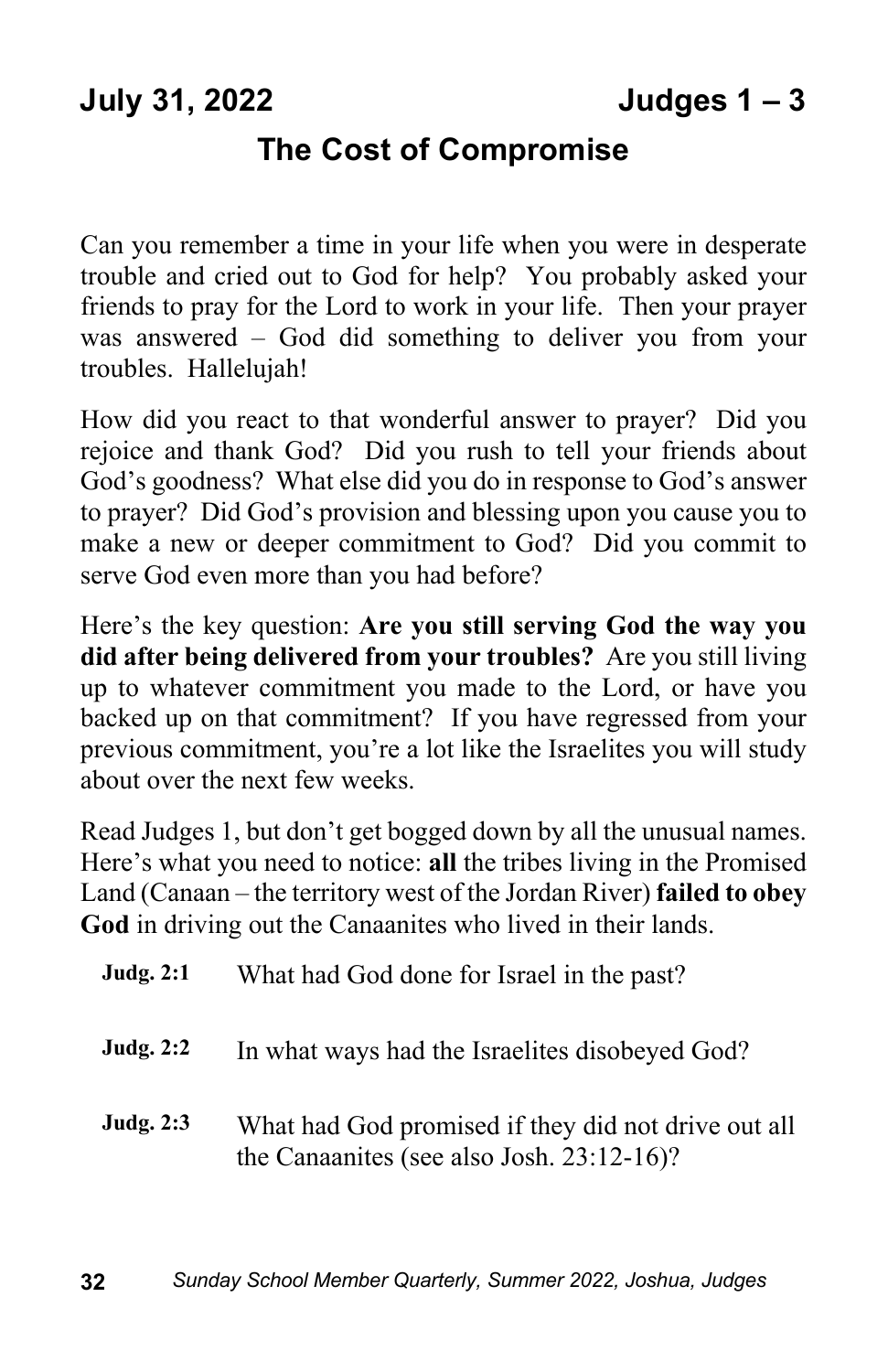**July 31, 2022 — Judges 1 – 3**

## The Cost of Compromise

Can you remember a time in your life when you were in desperate trouble and cried out to God for help? You probably asked your friends to pray for the Lord to work in your life. Then your prayer was answered – God did something to deliver you from your troubles. Hallelujah!

How did you react to that wonderful answer to prayer? Did you rejoice and thank God? Did you rush to tell your friends about God's goodness? What else did you do in response to God's answer to prayer? Did God's provision and blessing upon you cause you to make a new or deeper commitment to God? Did you commit to serve God even more than you had before?

Here's the key question: **Are you still serving God the way you did after being delivered from your troubles?** Are you still living up to whatever commitment you made to the Lord, or have you backed up on that commitment? If you have regressed from your previous commitment, you're a lot like the Israelites you will study about over the next few weeks.

Read Judges 1, but don't get bogged down by all the unusual names. Here's what you need to notice: **all** the tribes living in the Promised Land (Canaan – the territory west of the Jordan River) **failed to obey God** in driving out the Canaanites who lived in their lands.

**Judg. 2:1** What had God done for Israel in the past?

**Judg. 2:2** In what ways had the Israelites disobeyed God?

**Judg. 2:3** What had God promised if they did not drive out all the Canaanites (see also Josh. 23:12-16)?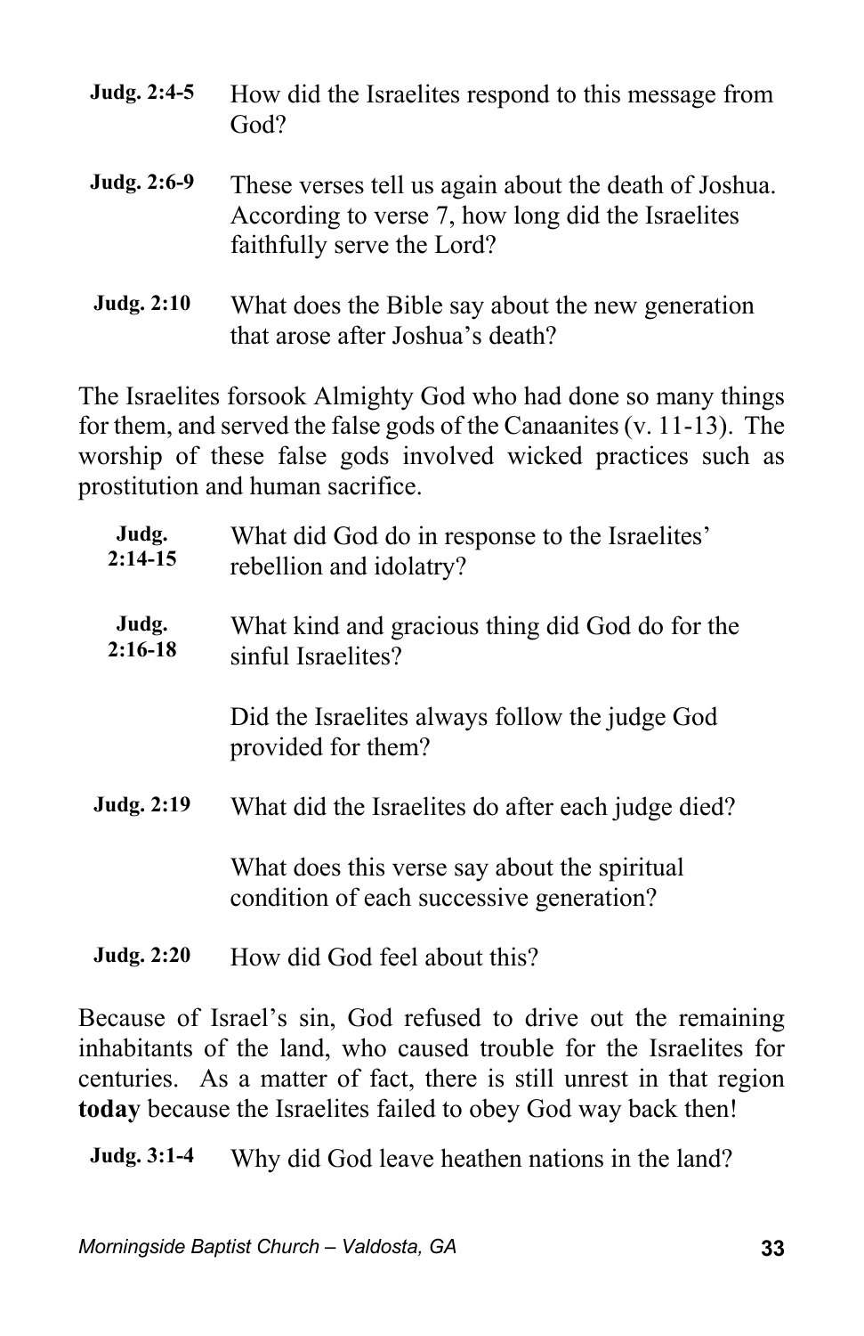**Judg. 2:4-5** How did the Israelites respond to this message from God?

**Judg. 2:6-9** These verses tell us again about the death of Joshua. According to verse 7, how long did the Israelites faithfully serve the Lord?

**Judg. 2:10** What does the Bible say about the new generation that arose after Joshua's death?

The Israelites forsook Almighty God who had done so many things for them, and served the false gods of the Canaanites (v. 11-13). The worship of these false gods involved wicked practices such as prostitution and human sacrifice.

**Judg. 2:14-15** What did God do in response to the Israelites' rebellion and idolatry?

**Judg. 2:16-18** What kind and gracious thing did God do for the sinful Israelites?

Did the Israelites always follow the judge God provided for them?

**Judg. 2:19** What did the Israelites do after each judge died?

What does this verse say about the spiritual condition of each successive generation?

**Judg. 2:20** How did God feel about this?

Because of Israel's sin, God refused to drive out the remaining inhabitants of the land, who caused trouble for the Israelites for centuries. As a matter of fact, there is still unrest in that region **today** because the Israelites failed to obey God way back then!

**Judg. 3:1-4** Why did God leave heathen nations in the land?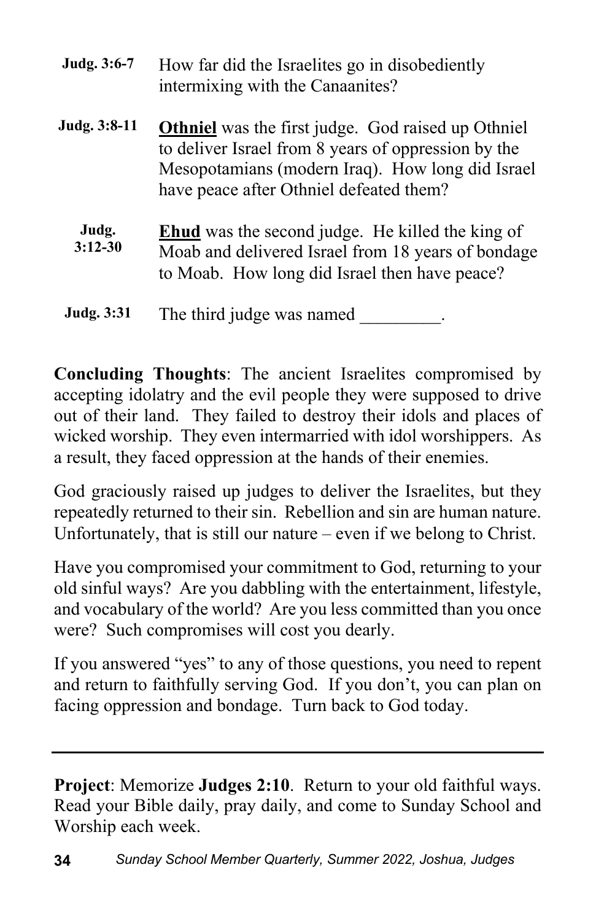**Judg. 3:6-7** How far did the Israelites go in disobediently intermixing with the Canaanites?

**Judg. 3:8-11** **Othniel** was the first judge. God raised up Othniel to deliver Israel from 8 years of oppression by the Mesopotamians (modern Iraq). How long did Israel have peace after Othniel defeated them?

**Judg. 3:12-30** **Ehud** was the second judge. He killed the king of Moab and delivered Israel from 18 years of bondage to Moab. How long did Israel then have peace?

**Judg. 3:31** The third judge was named _________.

**Concluding Thoughts**: The ancient Israelites compromised by accepting idolatry and the evil people they were supposed to drive out of their land. They failed to destroy their idols and places of wicked worship. They even intermarried with idol worshippers. As a result, they faced oppression at the hands of their enemies.

God graciously raised up judges to deliver the Israelites, but they repeatedly returned to their sin. Rebellion and sin are human nature. Unfortunately, that is still our nature – even if we belong to Christ.

Have you compromised your commitment to God, returning to your old sinful ways? Are you dabbling with the entertainment, lifestyle, and vocabulary of the world? Are you less committed than you once were? Such compromises will cost you dearly.

If you answered "yes" to any of those questions, you need to repent and return to faithfully serving God. If you don't, you can plan on facing oppression and bondage. Turn back to God today.

---

**Project**: Memorize **Judges 2:10**. Return to your old faithful ways. Read your Bible daily, pray daily, and come to Sunday School and Worship each week.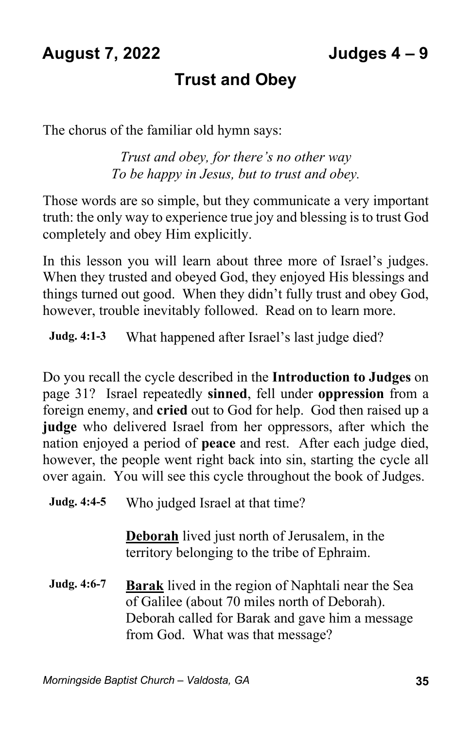**August 7, 2022** **Judges 4 – 9**

## Trust and Obey

The chorus of the familiar old hymn says:

*Trust and obey, for there's no other way*
*To be happy in Jesus, but to trust and obey.*

Those words are so simple, but they communicate a very important truth: the only way to experience true joy and blessing is to trust God completely and obey Him explicitly.

In this lesson you will learn about three more of Israel's judges. When they trusted and obeyed God, they enjoyed His blessings and things turned out good. When they didn't fully trust and obey God, however, trouble inevitably followed. Read on to learn more.

**Judg. 4:1-3** What happened after Israel's last judge died?

Do you recall the cycle described in the **Introduction to Judges** on page 31? Israel repeatedly **sinned**, fell under **oppression** from a foreign enemy, and **cried** out to God for help. God then raised up a **judge** who delivered Israel from her oppressors, after which the nation enjoyed a period of **peace** and rest. After each judge died, however, the people went right back into sin, starting the cycle all over again. You will see this cycle throughout the book of Judges.

**Judg. 4:4-5** Who judged Israel at that time?

**Deborah** lived just north of Jerusalem, in the territory belonging to the tribe of Ephraim.

**Judg. 4:6-7** **Barak** lived in the region of Naphtali near the Sea of Galilee (about 70 miles north of Deborah). Deborah called for Barak and gave him a message from God. What was that message?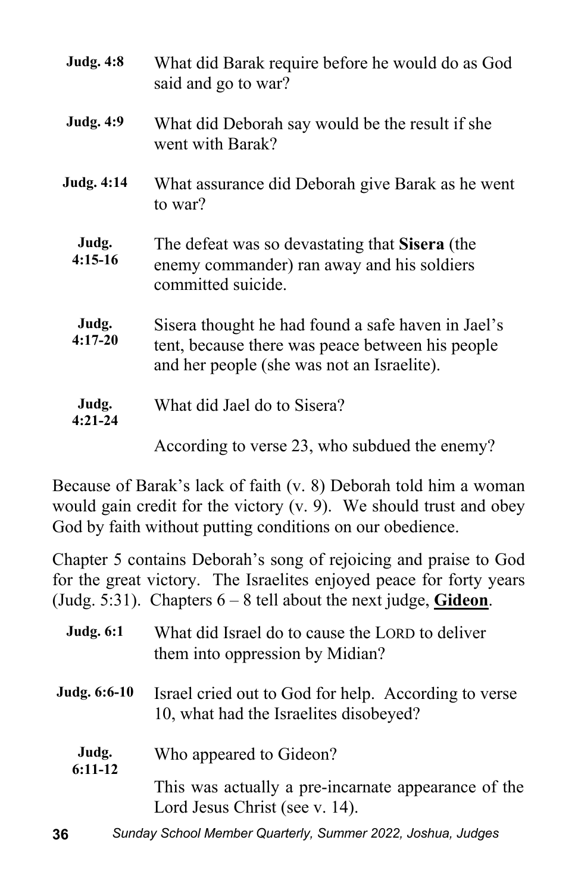**Judg. 4:8** What did Barak require before he would do as God said and go to war?

**Judg. 4:9** What did Deborah say would be the result if she went with Barak?

**Judg. 4:14** What assurance did Deborah give Barak as he went to war?

**Judg. 4:15-16** The defeat was so devastating that **Sisera** (the enemy commander) ran away and his soldiers committed suicide.

**Judg. 4:17-20** Sisera thought he had found a safe haven in Jael's tent, because there was peace between his people and her people (she was not an Israelite).

**Judg. 4:21-24** What did Jael do to Sisera?

According to verse 23, who subdued the enemy?

Because of Barak's lack of faith (v. 8) Deborah told him a woman would gain credit for the victory (v. 9). We should trust and obey God by faith without putting conditions on our obedience.

Chapter 5 contains Deborah's song of rejoicing and praise to God for the great victory. The Israelites enjoyed peace for forty years (Judg. 5:31). Chapters 6 – 8 tell about the next judge, **Gideon**.

**Judg. 6:1** What did Israel do to cause the LORD to deliver them into oppression by Midian?

**Judg. 6:6-10** Israel cried out to God for help. According to verse 10, what had the Israelites disobeyed?

**Judg. 6:11-12** Who appeared to Gideon?

This was actually a pre-incarnate appearance of the Lord Jesus Christ (see v. 14).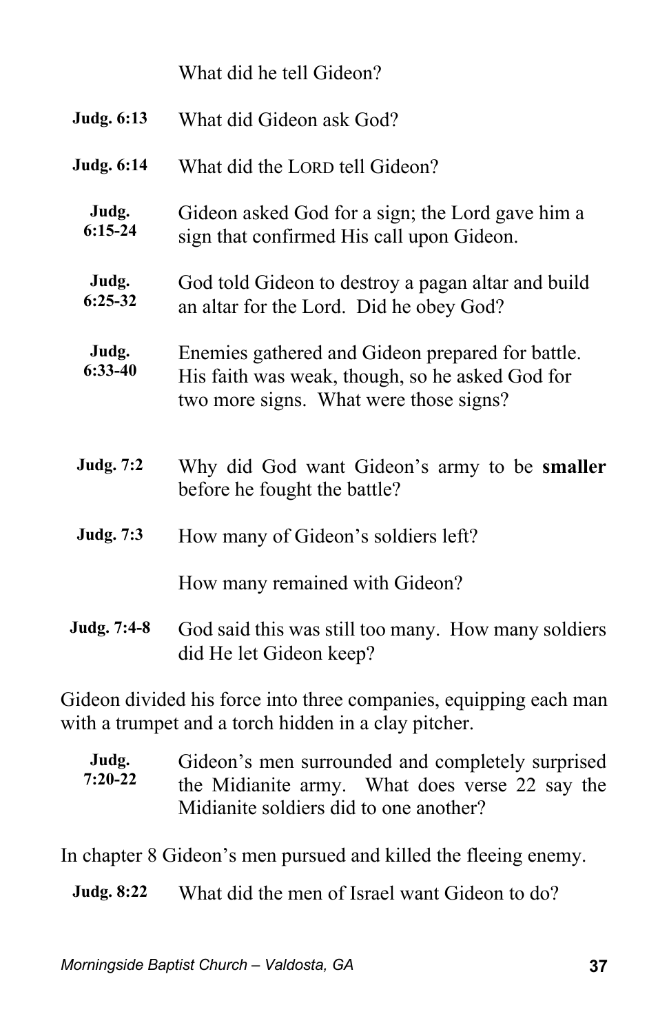What did he tell Gideon?

**Judg. 6:13** What did Gideon ask God?

**Judg. 6:14** What did the LORD tell Gideon?

**Judg. 6:15-24** Gideon asked God for a sign; the Lord gave him a sign that confirmed His call upon Gideon.

**Judg. 6:25-32** God told Gideon to destroy a pagan altar and build an altar for the Lord. Did he obey God?

**Judg. 6:33-40** Enemies gathered and Gideon prepared for battle. His faith was weak, though, so he asked God for two more signs. What were those signs?

**Judg. 7:2** Why did God want Gideon's army to be **smaller** before he fought the battle?

**Judg. 7:3** How many of Gideon's soldiers left?

How many remained with Gideon?

**Judg. 7:4-8** God said this was still too many. How many soldiers did He let Gideon keep?

Gideon divided his force into three companies, equipping each man with a trumpet and a torch hidden in a clay pitcher.

**Judg. 7:20-22** Gideon's men surrounded and completely surprised the Midianite army. What does verse 22 say the Midianite soldiers did to one another?

In chapter 8 Gideon's men pursued and killed the fleeing enemy.

**Judg. 8:22** What did the men of Israel want Gideon to do?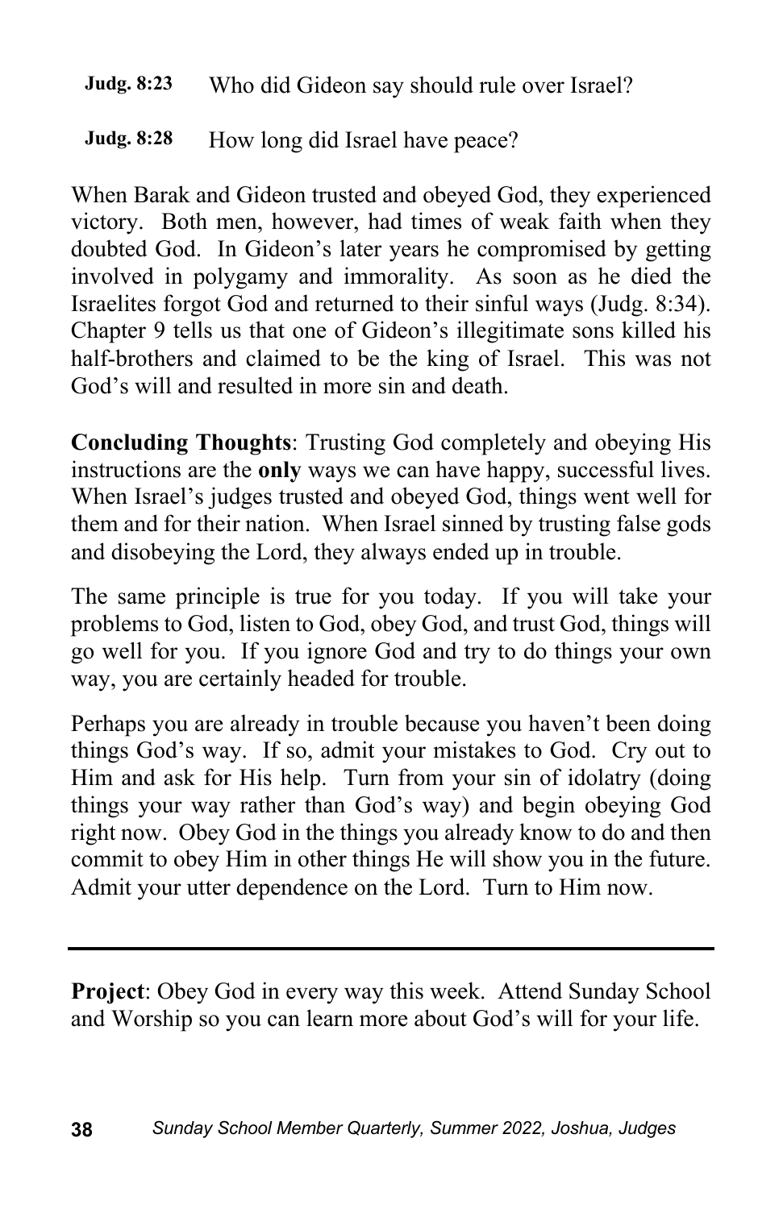**Judg. 8:23** Who did Gideon say should rule over Israel?

**Judg. 8:28** How long did Israel have peace?

When Barak and Gideon trusted and obeyed God, they experienced victory. Both men, however, had times of weak faith when they doubted God. In Gideon's later years he compromised by getting involved in polygamy and immorality. As soon as he died the Israelites forgot God and returned to their sinful ways (Judg. 8:34). Chapter 9 tells us that one of Gideon's illegitimate sons killed his half-brothers and claimed to be the king of Israel. This was not God's will and resulted in more sin and death.

**Concluding Thoughts**: Trusting God completely and obeying His instructions are the **only** ways we can have happy, successful lives. When Israel's judges trusted and obeyed God, things went well for them and for their nation. When Israel sinned by trusting false gods and disobeying the Lord, they always ended up in trouble.

The same principle is true for you today. If you will take your problems to God, listen to God, obey God, and trust God, things will go well for you. If you ignore God and try to do things your own way, you are certainly headed for trouble.

Perhaps you are already in trouble because you haven't been doing things God's way. If so, admit your mistakes to God. Cry out to Him and ask for His help. Turn from your sin of idolatry (doing things your way rather than God's way) and begin obeying God right now. Obey God in the things you already know to do and then commit to obey Him in other things He will show you in the future. Admit your utter dependence on the Lord. Turn to Him now.

---

**Project**: Obey God in every way this week. Attend Sunday School and Worship so you can learn more about God's will for your life.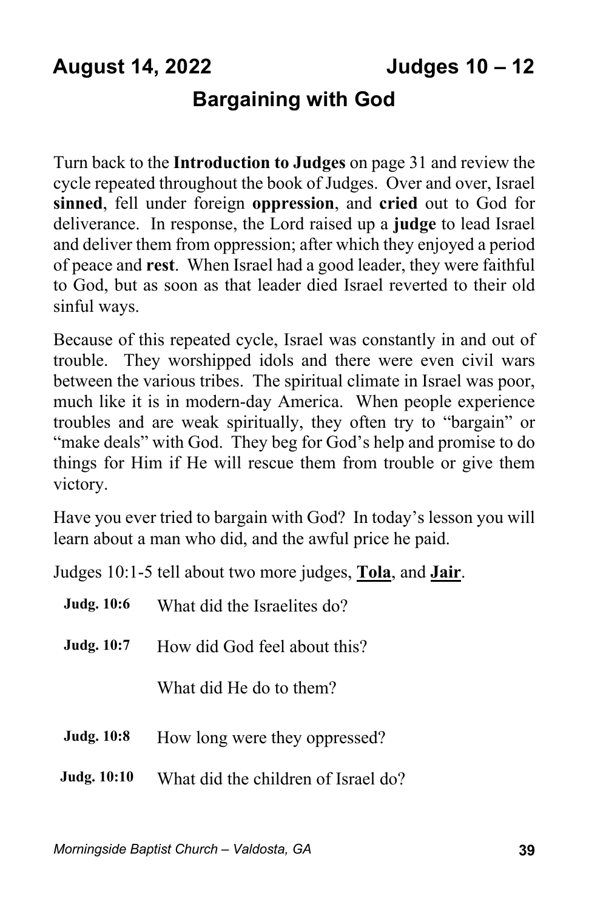**August 14, 2022** **Judges 10 – 12**

## Bargaining with God

Turn back to the **Introduction to Judges** on page 31 and review the cycle repeated throughout the book of Judges. Over and over, Israel **sinned**, fell under foreign **oppression**, and **cried** out to God for deliverance. In response, the Lord raised up a **judge** to lead Israel and deliver them from oppression; after which they enjoyed a period of peace and **rest**. When Israel had a good leader, they were faithful to God, but as soon as that leader died Israel reverted to their old sinful ways.

Because of this repeated cycle, Israel was constantly in and out of trouble. They worshipped idols and there were even civil wars between the various tribes. The spiritual climate in Israel was poor, much like it is in modern-day America. When people experience troubles and are weak spiritually, they often try to "bargain" or "make deals" with God. They beg for God's help and promise to do things for Him if He will rescue them from trouble or give them victory.

Have you ever tried to bargain with God? In today's lesson you will learn about a man who did, and the awful price he paid.

Judges 10:1-5 tell about two more judges, **Tola**, and **Jair**.

**Judg. 10:6** What did the Israelites do?

**Judg. 10:7** How did God feel about this?

What did He do to them?

**Judg. 10:8** How long were they oppressed?

**Judg. 10:10** What did the children of Israel do?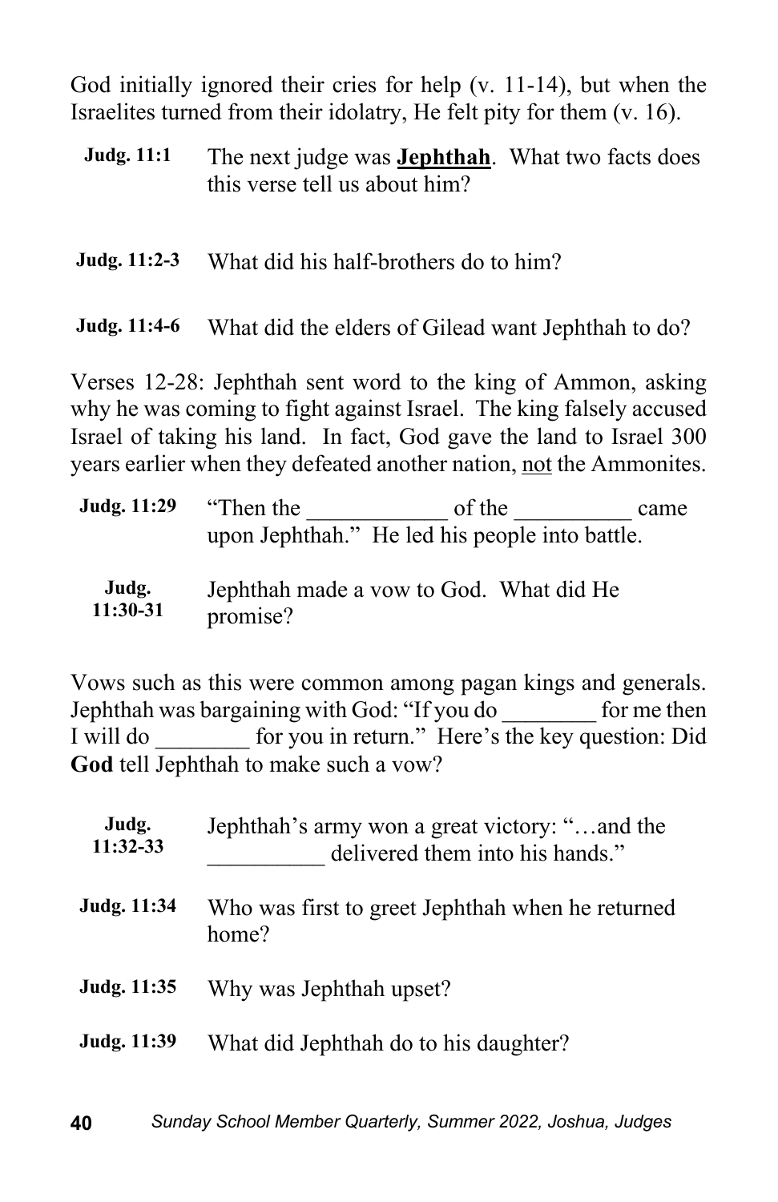God initially ignored their cries for help (v. 11-14), but when the Israelites turned from their idolatry, He felt pity for them (v. 16).

**Judg. 11:1** The next judge was **Jephthah**. What two facts does this verse tell us about him?

**Judg. 11:2-3** What did his half-brothers do to him?

**Judg. 11:4-6** What did the elders of Gilead want Jephthah to do?

Verses 12-28: Jephthah sent word to the king of Ammon, asking why he was coming to fight against Israel. The king falsely accused Israel of taking his land. In fact, God gave the land to Israel 300 years earlier when they defeated another nation, <u>not</u> the Ammonites.

**Judg. 11:29** "Then the ____________ of the __________ came upon Jephthah." He led his people into battle.

**Judg. 11:30-31** Jephthah made a vow to God. What did He promise?

Vows such as this were common among pagan kings and generals. Jephthah was bargaining with God: "If you do ________ for me then I will do ________ for you in return." Here's the key question: Did **God** tell Jephthah to make such a vow?

**Judg. 11:32-33** Jephthah's army won a great victory: "…and the __________ delivered them into his hands."

**Judg. 11:34** Who was first to greet Jephthah when he returned home?

**Judg. 11:35** Why was Jephthah upset?

**Judg. 11:39** What did Jephthah do to his daughter?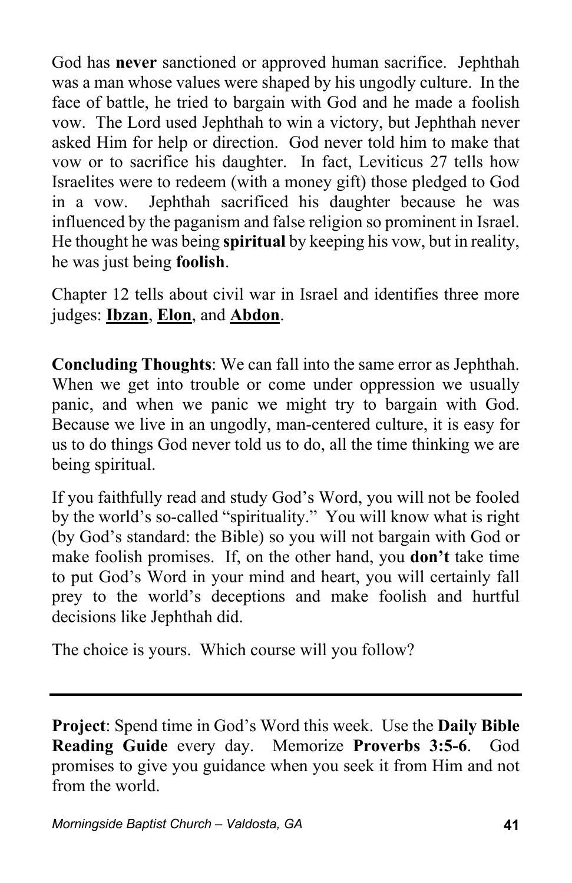God has **never** sanctioned or approved human sacrifice. Jephthah was a man whose values were shaped by his ungodly culture. In the face of battle, he tried to bargain with God and he made a foolish vow. The Lord used Jephthah to win a victory, but Jephthah never asked Him for help or direction. God never told him to make that vow or to sacrifice his daughter. In fact, Leviticus 27 tells how Israelites were to redeem (with a money gift) those pledged to God in a vow. Jephthah sacrificed his daughter because he was influenced by the paganism and false religion so prominent in Israel. He thought he was being **spiritual** by keeping his vow, but in reality, he was just being **foolish**.

Chapter 12 tells about civil war in Israel and identifies three more judges: <u>**Ibzan**</u>, <u>**Elon**</u>, and <u>**Abdon**</u>.

**Concluding Thoughts**: We can fall into the same error as Jephthah. When we get into trouble or come under oppression we usually panic, and when we panic we might try to bargain with God. Because we live in an ungodly, man-centered culture, it is easy for us to do things God never told us to do, all the time thinking we are being spiritual.

If you faithfully read and study God's Word, you will not be fooled by the world's so-called "spirituality." You will know what is right (by God's standard: the Bible) so you will not bargain with God or make foolish promises. If, on the other hand, you **don't** take time to put God's Word in your mind and heart, you will certainly fall prey to the world's deceptions and make foolish and hurtful decisions like Jephthah did.

The choice is yours. Which course will you follow?

---

**Project**: Spend time in God's Word this week. Use the **Daily Bible Reading Guide** every day. Memorize **Proverbs 3:5-6**. God promises to give you guidance when you seek it from Him and not from the world.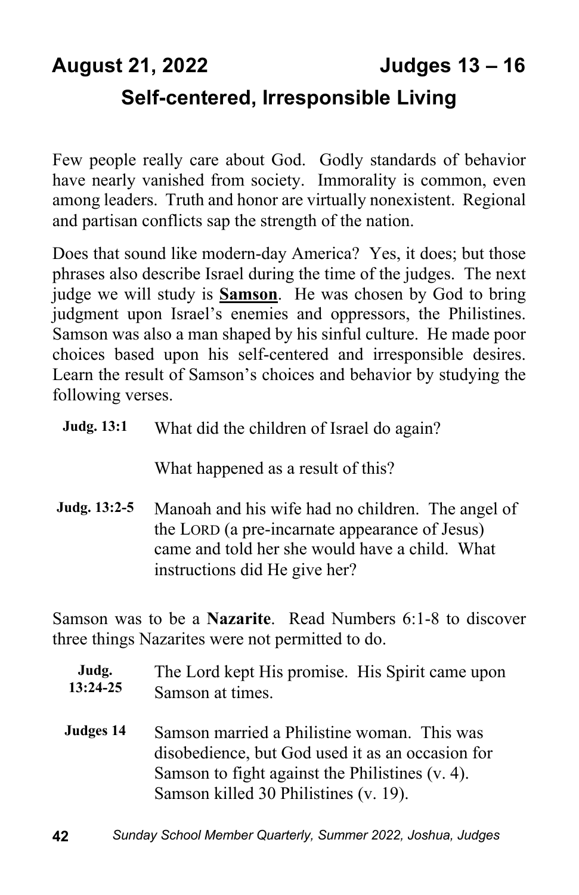**August 21, 2022 Judges 13 – 16**

## Self-centered, Irresponsible Living

Few people really care about God. Godly standards of behavior have nearly vanished from society. Immorality is common, even among leaders. Truth and honor are virtually nonexistent. Regional and partisan conflicts sap the strength of the nation.

Does that sound like modern-day America? Yes, it does; but those phrases also describe Israel during the time of the judges. The next judge we will study is **<u>Samson</u>**. He was chosen by God to bring judgment upon Israel's enemies and oppressors, the Philistines. Samson was also a man shaped by his sinful culture. He made poor choices based upon his self-centered and irresponsible desires. Learn the result of Samson's choices and behavior by studying the following verses.

**Judg. 13:1** What did the children of Israel do again?

What happened as a result of this?

**Judg. 13:2-5** Manoah and his wife had no children. The angel of the LORD (a pre-incarnate appearance of Jesus) came and told her she would have a child. What instructions did He give her?

Samson was to be a **Nazarite**. Read Numbers 6:1-8 to discover three things Nazarites were not permitted to do.

**Judg. 13:24-25** The Lord kept His promise. His Spirit came upon Samson at times.

**Judges 14** Samson married a Philistine woman. This was disobedience, but God used it as an occasion for Samson to fight against the Philistines (v. 4). Samson killed 30 Philistines (v. 19).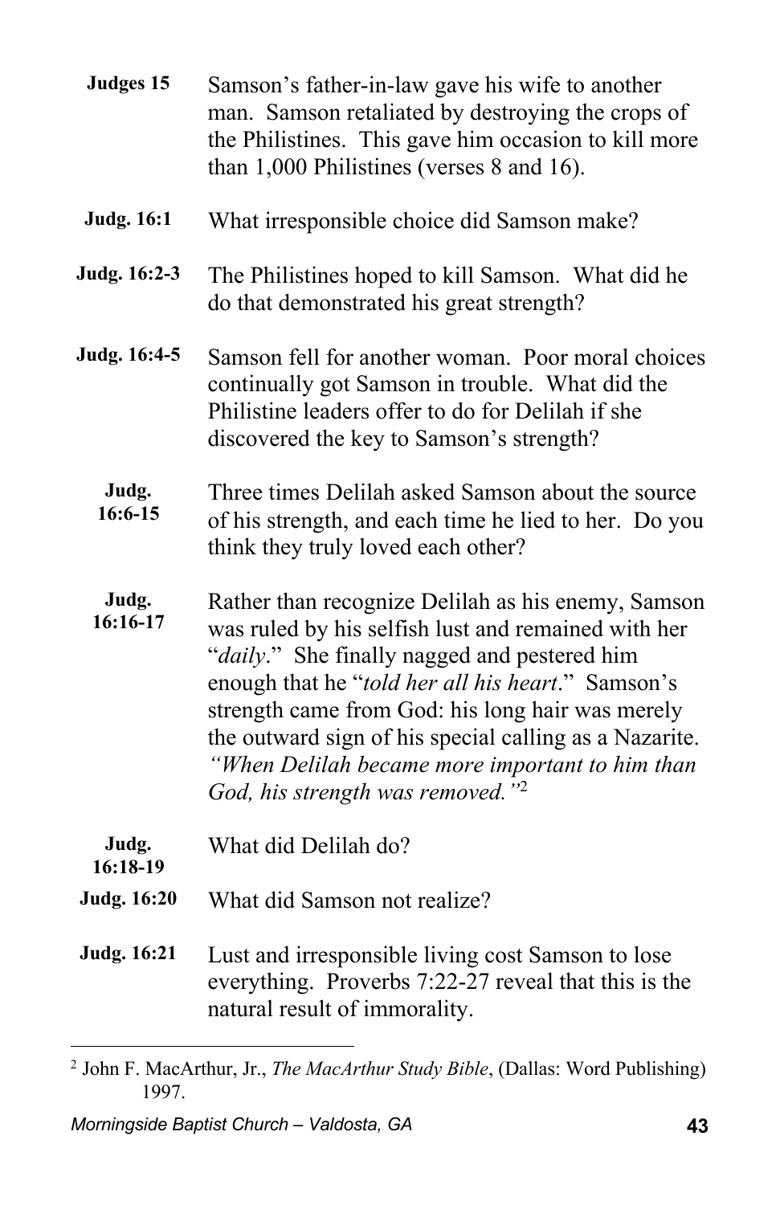| | |
|---|---|
| **Judges 15** | Samson's father-in-law gave his wife to another man. Samson retaliated by destroying the crops of the Philistines. This gave him occasion to kill more than 1,000 Philistines (verses 8 and 16). |
| **Judg. 16:1** | What irresponsible choice did Samson make? |
| **Judg. 16:2-3** | The Philistines hoped to kill Samson. What did he do that demonstrated his great strength? |
| **Judg. 16:4-5** | Samson fell for another woman. Poor moral choices continually got Samson in trouble. What did the Philistine leaders offer to do for Delilah if she discovered the key to Samson's strength? |
| **Judg. 16:6-15** | Three times Delilah asked Samson about the source of his strength, and each time he lied to her. Do you think they truly loved each other? |
| **Judg. 16:16-17** | Rather than recognize Delilah as his enemy, Samson was ruled by his selfish lust and remained with her "*daily*." She finally nagged and pestered him enough that he "*told her all his heart*." Samson's strength came from God: his long hair was merely the outward sign of his special calling as a Nazarite. *"When Delilah became more important to him than God, his strength was removed."*[2] |
| **Judg. 16:18-19** | What did Delilah do? |
| **Judg. 16:20** | What did Samson not realize? |
| **Judg. 16:21** | Lust and irresponsible living cost Samson to lose everything. Proverbs 7:22-27 reveal that this is the natural result of immorality. |

---

[2] John F. MacArthur, Jr., *The MacArthur Study Bible*, (Dallas: Word Publishing) 1997.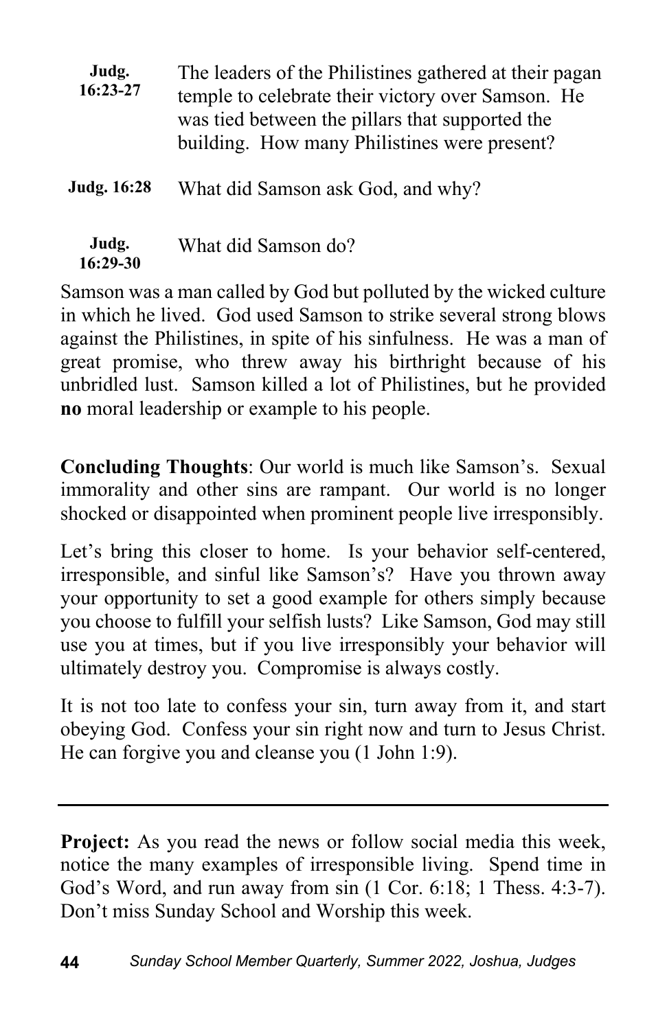**Judg. 16:23-27** The leaders of the Philistines gathered at their pagan temple to celebrate their victory over Samson. He was tied between the pillars that supported the building. How many Philistines were present?

**Judg. 16:28** What did Samson ask God, and why?

**Judg. 16:29-30** What did Samson do?

Samson was a man called by God but polluted by the wicked culture in which he lived. God used Samson to strike several strong blows against the Philistines, in spite of his sinfulness. He was a man of great promise, who threw away his birthright because of his unbridled lust. Samson killed a lot of Philistines, but he provided **no** moral leadership or example to his people.

**Concluding Thoughts**: Our world is much like Samson's. Sexual immorality and other sins are rampant. Our world is no longer shocked or disappointed when prominent people live irresponsibly.

Let's bring this closer to home. Is your behavior self-centered, irresponsible, and sinful like Samson's? Have you thrown away your opportunity to set a good example for others simply because you choose to fulfill your selfish lusts? Like Samson, God may still use you at times, but if you live irresponsibly your behavior will ultimately destroy you. Compromise is always costly.

It is not too late to confess your sin, turn away from it, and start obeying God. Confess your sin right now and turn to Jesus Christ. He can forgive you and cleanse you (1 John 1:9).

---

**Project:** As you read the news or follow social media this week, notice the many examples of irresponsible living. Spend time in God's Word, and run away from sin (1 Cor. 6:18; 1 Thess. 4:3-7). Don't miss Sunday School and Worship this week.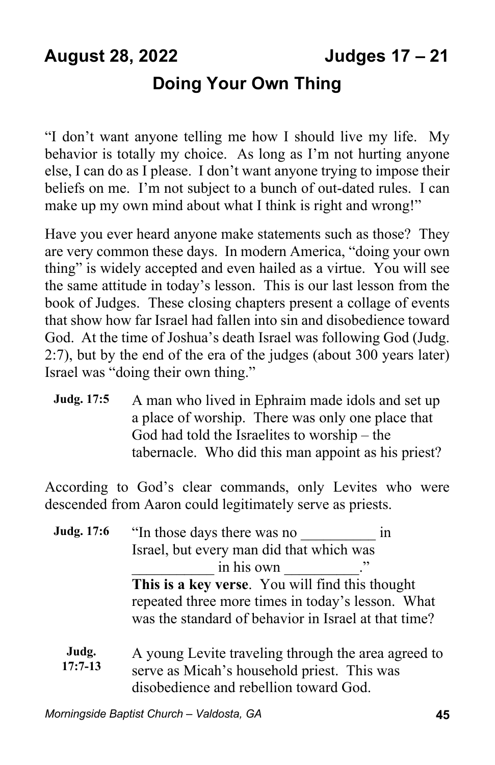**August 28, 2022** **Judges 17 – 21**

# Doing Your Own Thing

"I don't want anyone telling me how I should live my life. My behavior is totally my choice. As long as I'm not hurting anyone else, I can do as I please. I don't want anyone trying to impose their beliefs on me. I'm not subject to a bunch of out-dated rules. I can make up my own mind about what I think is right and wrong!"

Have you ever heard anyone make statements such as those? They are very common these days. In modern America, "doing your own thing" is widely accepted and even hailed as a virtue. You will see the same attitude in today's lesson. This is our last lesson from the book of Judges. These closing chapters present a collage of events that show how far Israel had fallen into sin and disobedience toward God. At the time of Joshua's death Israel was following God (Judg. 2:7), but by the end of the era of the judges (about 300 years later) Israel was "doing their own thing."

**Judg. 17:5** A man who lived in Ephraim made idols and set up a place of worship. There was only one place that God had told the Israelites to worship – the tabernacle. Who did this man appoint as his priest?

According to God's clear commands, only Levites who were descended from Aaron could legitimately serve as priests.

**Judg. 17:6** "In those days there was no __________ in Israel, but every man did that which was ___________ in his own __________."
**This is a key verse**. You will find this thought repeated three more times in today's lesson. What was the standard of behavior in Israel at that time?

**Judg. 17:7-13** A young Levite traveling through the area agreed to serve as Micah's household priest. This was disobedience and rebellion toward God.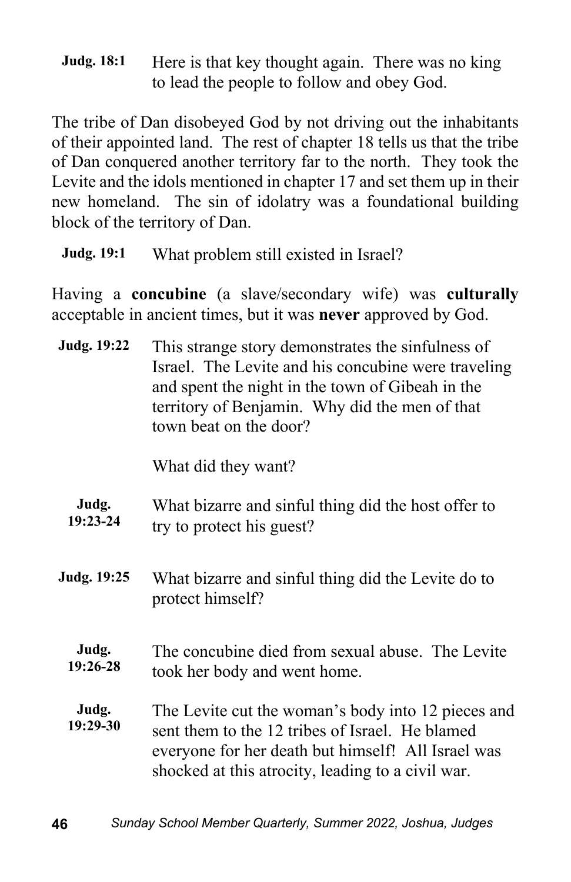**Judg. 18:1** Here is that key thought again. There was no king to lead the people to follow and obey God.

The tribe of Dan disobeyed God by not driving out the inhabitants of their appointed land. The rest of chapter 18 tells us that the tribe of Dan conquered another territory far to the north. They took the Levite and the idols mentioned in chapter 17 and set them up in their new homeland. The sin of idolatry was a foundational building block of the territory of Dan.

**Judg. 19:1** What problem still existed in Israel?

Having a **concubine** (a slave/secondary wife) was **culturally** acceptable in ancient times, but it was **never** approved by God.

**Judg. 19:22** This strange story demonstrates the sinfulness of Israel. The Levite and his concubine were traveling and spent the night in the town of Gibeah in the territory of Benjamin. Why did the men of that town beat on the door?

What did they want?

**Judg. 19:23-24** What bizarre and sinful thing did the host offer to try to protect his guest?

**Judg. 19:25** What bizarre and sinful thing did the Levite do to protect himself?

**Judg. 19:26-28** The concubine died from sexual abuse. The Levite took her body and went home.

**Judg. 19:29-30** The Levite cut the woman's body into 12 pieces and sent them to the 12 tribes of Israel. He blamed everyone for her death but himself! All Israel was shocked at this atrocity, leading to a civil war.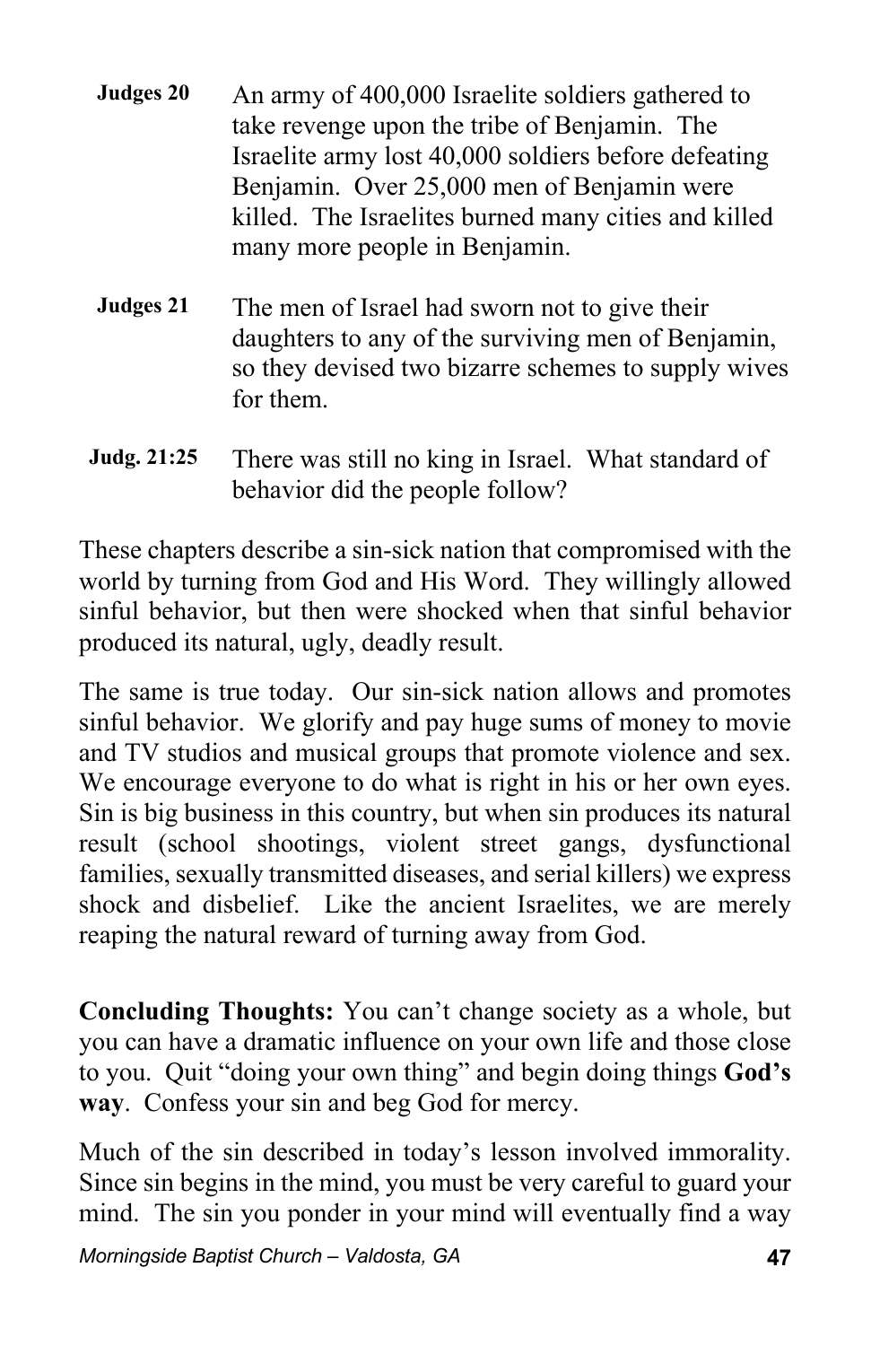| | |
|---|---|
| **Judges 20** | An army of 400,000 Israelite soldiers gathered to take revenge upon the tribe of Benjamin. The Israelite army lost 40,000 soldiers before defeating Benjamin. Over 25,000 men of Benjamin were killed. The Israelites burned many cities and killed many more people in Benjamin. |
| **Judges 21** | The men of Israel had sworn not to give their daughters to any of the surviving men of Benjamin, so they devised two bizarre schemes to supply wives for them. |
| **Judg. 21:25** | There was still no king in Israel. What standard of behavior did the people follow? |

These chapters describe a sin-sick nation that compromised with the world by turning from God and His Word. They willingly allowed sinful behavior, but then were shocked when that sinful behavior produced its natural, ugly, deadly result.

The same is true today. Our sin-sick nation allows and promotes sinful behavior. We glorify and pay huge sums of money to movie and TV studios and musical groups that promote violence and sex. We encourage everyone to do what is right in his or her own eyes. Sin is big business in this country, but when sin produces its natural result (school shootings, violent street gangs, dysfunctional families, sexually transmitted diseases, and serial killers) we express shock and disbelief. Like the ancient Israelites, we are merely reaping the natural reward of turning away from God.

**Concluding Thoughts:** You can't change society as a whole, but you can have a dramatic influence on your own life and those close to you. Quit "doing your own thing" and begin doing things **God's way**. Confess your sin and beg God for mercy.

Much of the sin described in today's lesson involved immorality. Since sin begins in the mind, you must be very careful to guard your mind. The sin you ponder in your mind will eventually find a way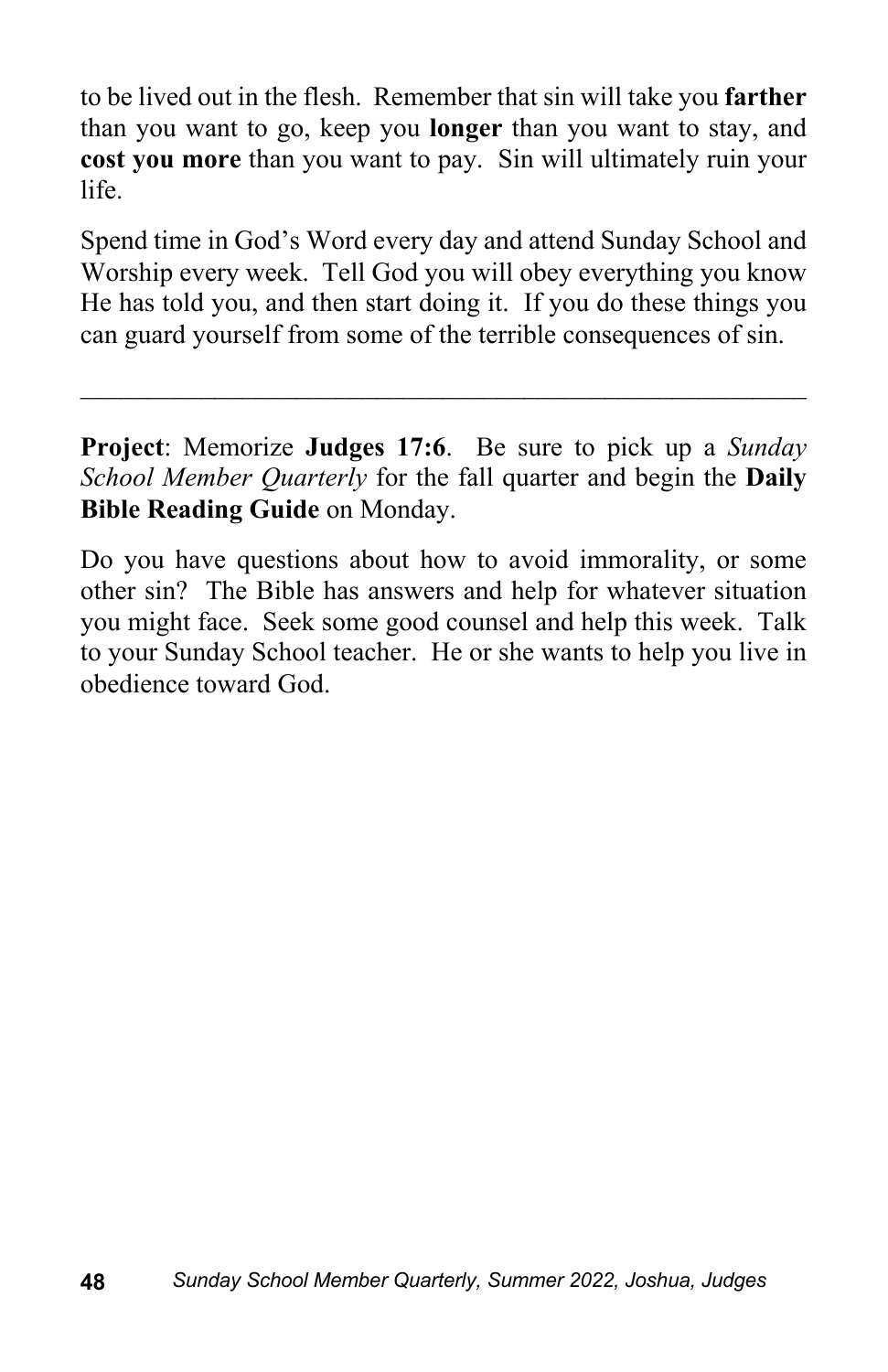to be lived out in the flesh. Remember that sin will take you **farther** than you want to go, keep you **longer** than you want to stay, and **cost you more** than you want to pay. Sin will ultimately ruin your life.

Spend time in God's Word every day and attend Sunday School and Worship every week. Tell God you will obey everything you know He has told you, and then start doing it. If you do these things you can guard yourself from some of the terrible consequences of sin.

---

**Project**: Memorize **Judges 17:6**. Be sure to pick up a *Sunday School Member Quarterly* for the fall quarter and begin the **Daily Bible Reading Guide** on Monday.

Do you have questions about how to avoid immorality, or some other sin? The Bible has answers and help for whatever situation you might face. Seek some good counsel and help this week. Talk to your Sunday School teacher. He or she wants to help you live in obedience toward God.